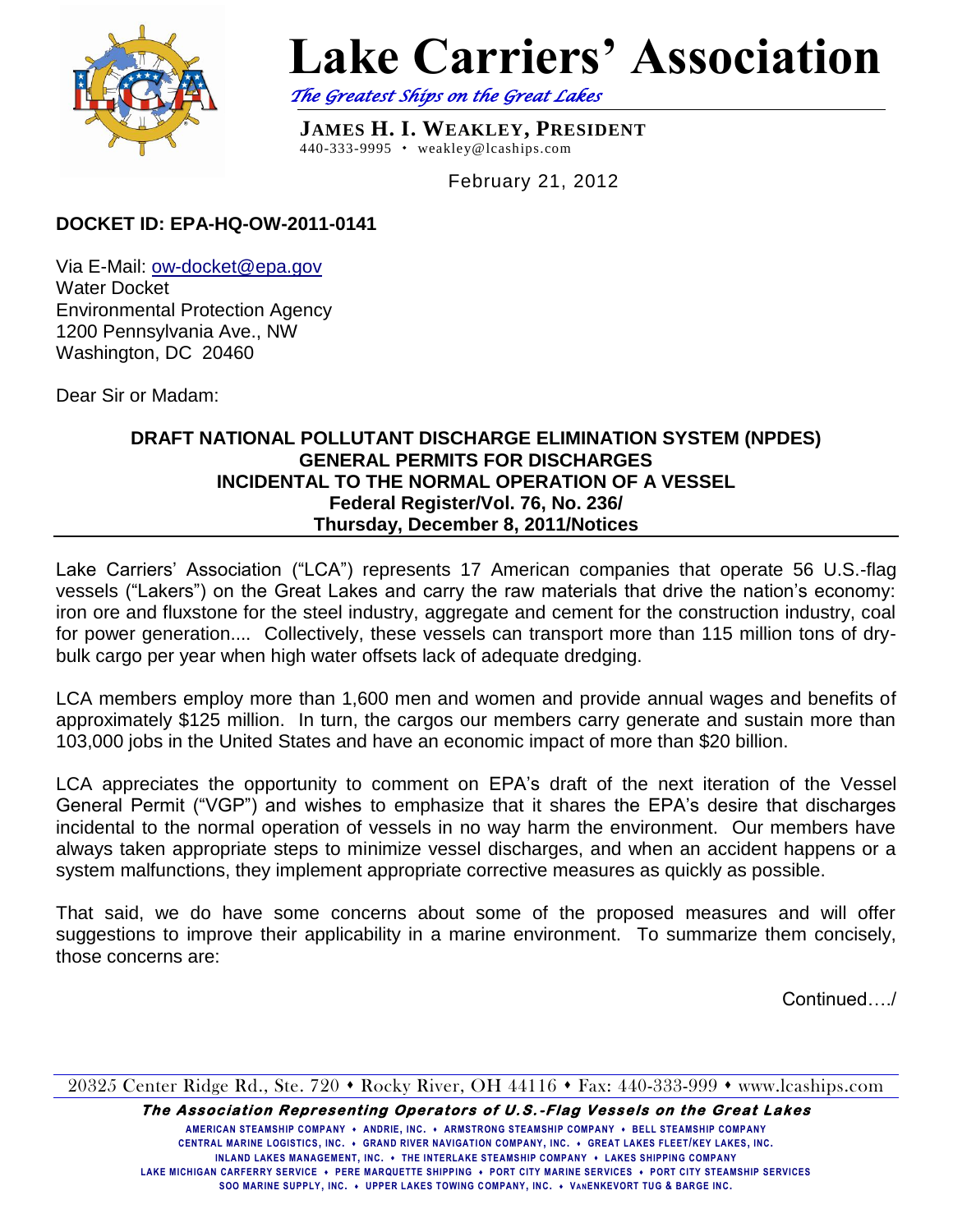# Lake Carriers' Association

*The Greatest Ships on the Great Lakes*

**JAMES H. I. WEAKLEY, PRESIDENT**
440-333-9995 • weakley@lcaships.com

February 21, 2012

**DOCKET ID: EPA-HQ-OW-2011-0141**

Via E-Mail: ow-docket@epa.gov
Water Docket
Environmental Protection Agency
1200 Pennsylvania Ave., NW
Washington, DC 20460

Dear Sir or Madam:

**DRAFT NATIONAL POLLUTANT DISCHARGE ELIMINATION SYSTEM (NPDES) GENERAL PERMITS FOR DISCHARGES INCIDENTAL TO THE NORMAL OPERATION OF A VESSEL**
**Federal Register/Vol. 76, No. 236/**
**Thursday, December 8, 2011/Notices**

---

Lake Carriers' Association ("LCA") represents 17 American companies that operate 56 U.S.-flag vessels ("Lakers") on the Great Lakes and carry the raw materials that drive the nation's economy: iron ore and fluxstone for the steel industry, aggregate and cement for the construction industry, coal for power generation.... Collectively, these vessels can transport more than 115 million tons of dry-bulk cargo per year when high water offsets lack of adequate dredging.

LCA members employ more than 1,600 men and women and provide annual wages and benefits of approximately $125 million. In turn, the cargos our members carry generate and sustain more than 103,000 jobs in the United States and have an economic impact of more than $20 billion.

LCA appreciates the opportunity to comment on EPA's draft of the next iteration of the Vessel General Permit ("VGP") and wishes to emphasize that it shares the EPA's desire that discharges incidental to the normal operation of vessels in no way harm the environment. Our members have always taken appropriate steps to minimize vessel discharges, and when an accident happens or a system malfunctions, they implement appropriate corrective measures as quickly as possible.

That said, we do have some concerns about some of the proposed measures and will offer suggestions to improve their applicability in a marine environment. To summarize them concisely, those concerns are:

Continued…./

---

20325 Center Ridge Rd., Ste. 720 • Rocky River, OH 44116 • Fax: 440-333-999 • www.lcaships.com

***The Association Representing Operators of U.S.-Flag Vessels on the Great Lakes***

AMERICAN STEAMSHIP COMPANY • ANDRIE, INC. • ARMSTRONG STEAMSHIP COMPANY • BELL STEAMSHIP COMPANY
CENTRAL MARINE LOGISTICS, INC. • GRAND RIVER NAVIGATION COMPANY, INC. • GREAT LAKES FLEET/KEY LAKES, INC.
INLAND LAKES MANAGEMENT, INC. • THE INTERLAKE STEAMSHIP COMPANY • LAKES SHIPPING COMPANY
LAKE MICHIGAN CARFERRY SERVICE • PERE MARQUETTE SHIPPING • PORT CITY MARINE SERVICES • PORT CITY STEAMSHIP SERVICES
SOO MARINE SUPPLY, INC. • UPPER LAKES TOWING COMPANY, INC. • VANENKEVORT TUG & BARGE INC.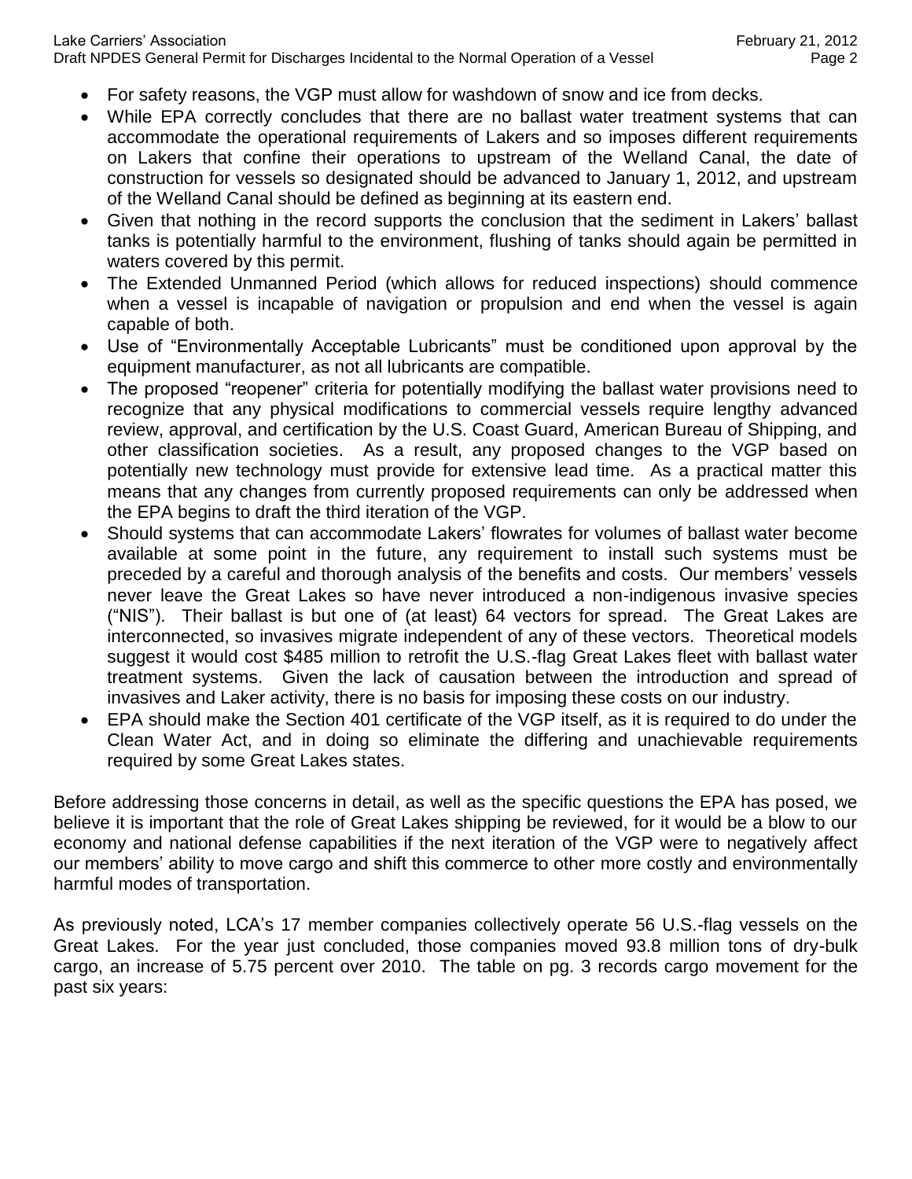- For safety reasons, the VGP must allow for washdown of snow and ice from decks.
- While EPA correctly concludes that there are no ballast water treatment systems that can accommodate the operational requirements of Lakers and so imposes different requirements on Lakers that confine their operations to upstream of the Welland Canal, the date of construction for vessels so designated should be advanced to January 1, 2012, and upstream of the Welland Canal should be defined as beginning at its eastern end.
- Given that nothing in the record supports the conclusion that the sediment in Lakers' ballast tanks is potentially harmful to the environment, flushing of tanks should again be permitted in waters covered by this permit.
- The Extended Unmanned Period (which allows for reduced inspections) should commence when a vessel is incapable of navigation or propulsion and end when the vessel is again capable of both.
- Use of "Environmentally Acceptable Lubricants" must be conditioned upon approval by the equipment manufacturer, as not all lubricants are compatible.
- The proposed "reopener" criteria for potentially modifying the ballast water provisions need to recognize that any physical modifications to commercial vessels require lengthy advanced review, approval, and certification by the U.S. Coast Guard, American Bureau of Shipping, and other classification societies. As a result, any proposed changes to the VGP based on potentially new technology must provide for extensive lead time. As a practical matter this means that any changes from currently proposed requirements can only be addressed when the EPA begins to draft the third iteration of the VGP.
- Should systems that can accommodate Lakers' flowrates for volumes of ballast water become available at some point in the future, any requirement to install such systems must be preceded by a careful and thorough analysis of the benefits and costs. Our members' vessels never leave the Great Lakes so have never introduced a non-indigenous invasive species ("NIS"). Their ballast is but one of (at least) 64 vectors for spread. The Great Lakes are interconnected, so invasives migrate independent of any of these vectors. Theoretical models suggest it would cost $485 million to retrofit the U.S.-flag Great Lakes fleet with ballast water treatment systems. Given the lack of causation between the introduction and spread of invasives and Laker activity, there is no basis for imposing these costs on our industry.
- EPA should make the Section 401 certificate of the VGP itself, as it is required to do under the Clean Water Act, and in doing so eliminate the differing and unachievable requirements required by some Great Lakes states.

Before addressing those concerns in detail, as well as the specific questions the EPA has posed, we believe it is important that the role of Great Lakes shipping be reviewed, for it would be a blow to our economy and national defense capabilities if the next iteration of the VGP were to negatively affect our members' ability to move cargo and shift this commerce to other more costly and environmentally harmful modes of transportation.

As previously noted, LCA's 17 member companies collectively operate 56 U.S.-flag vessels on the Great Lakes. For the year just concluded, those companies moved 93.8 million tons of dry-bulk cargo, an increase of 5.75 percent over 2010. The table on pg. 3 records cargo movement for the past six years: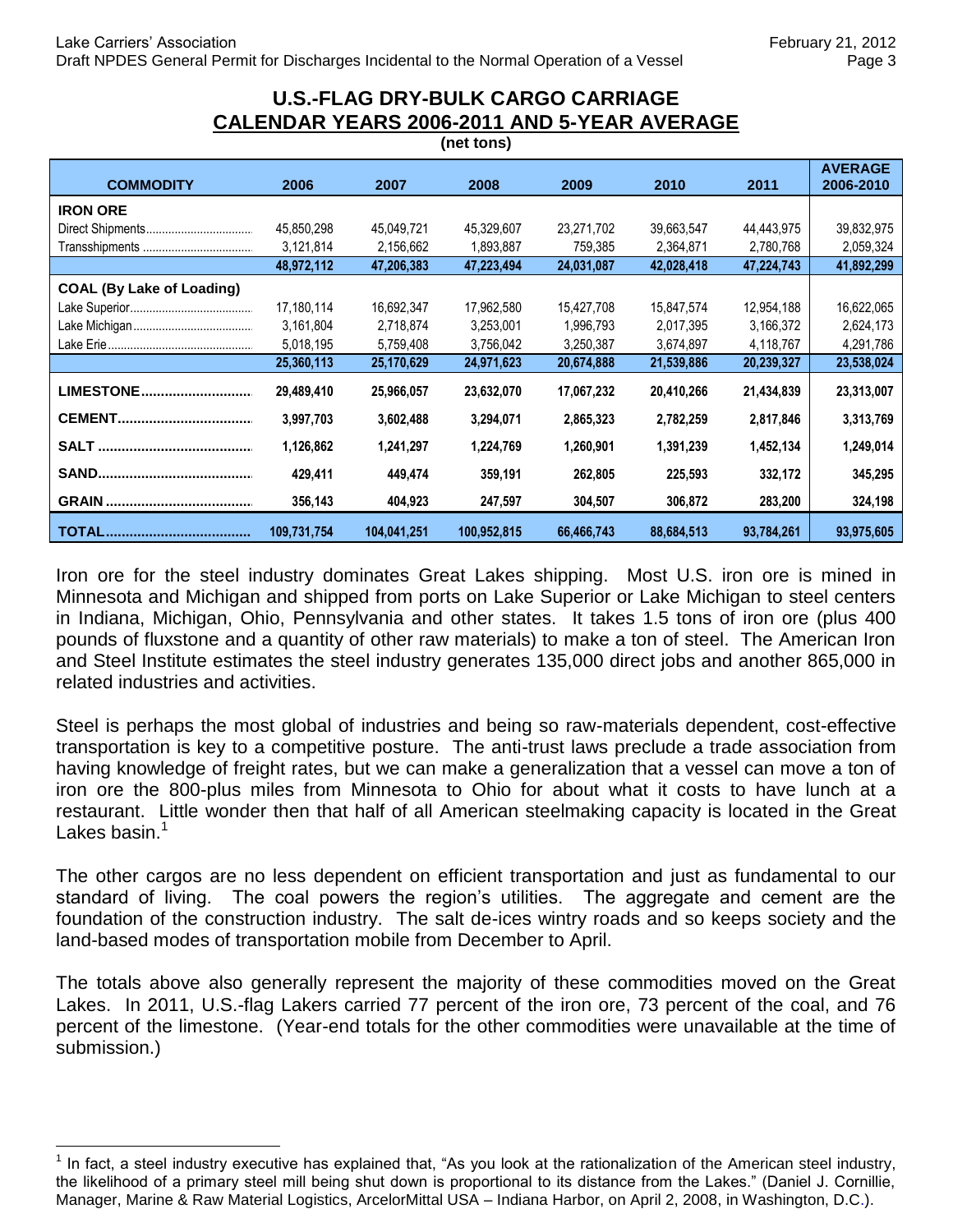## U.S.-FLAG DRY-BULK CARGO CARRIAGE
## CALENDAR YEARS 2006-2011 AND 5-YEAR AVERAGE

(net tons)

| COMMODITY | 2006 | 2007 | 2008 | 2009 | 2010 | 2011 | AVERAGE 2006-2010 |
|---|---|---|---|---|---|---|---|
| **IRON ORE** | | | | | | | |
| Direct Shipments | 45,850,298 | 45,049,721 | 45,329,607 | 23,271,702 | 39,663,547 | 44,443,975 | 39,832,975 |
| Transshipments | 3,121,814 | 2,156,662 | 1,893,887 | 759,385 | 2,364,871 | 2,780,768 | 2,059,324 |
| | **48,972,112** | **47,206,383** | **47,223,494** | **24,031,087** | **42,028,418** | **47,224,743** | **41,892,299** |
| **COAL (By Lake of Loading)** | | | | | | | |
| Lake Superior | 17,180,114 | 16,692,347 | 17,962,580 | 15,427,708 | 15,847,574 | 12,954,188 | 16,622,065 |
| Lake Michigan | 3,161,804 | 2,718,874 | 3,253,001 | 1,996,793 | 2,017,395 | 3,166,372 | 2,624,173 |
| Lake Erie | 5,018,195 | 5,759,408 | 3,756,042 | 3,250,387 | 3,674,897 | 4,118,767 | 4,291,786 |
| | **25,360,113** | **25,170,629** | **24,971,623** | **20,674,888** | **21,539,886** | **20,239,327** | **23,538,024** |
| **LIMESTONE** | **29,489,410** | **25,966,057** | **23,632,070** | **17,067,232** | **20,410,266** | **21,434,839** | **23,313,007** |
| **CEMENT** | **3,997,703** | **3,602,488** | **3,294,071** | **2,865,323** | **2,782,259** | **2,817,846** | **3,313,769** |
| **SALT** | **1,126,862** | **1,241,297** | **1,224,769** | **1,260,901** | **1,391,239** | **1,452,134** | **1,249,014** |
| **SAND** | **429,411** | **449,474** | **359,191** | **262,805** | **225,593** | **332,172** | **345,295** |
| **GRAIN** | **356,143** | **404,923** | **247,597** | **304,507** | **306,872** | **283,200** | **324,198** |
| **TOTAL** | **109,731,754** | **104,041,251** | **100,952,815** | **66,466,743** | **88,684,513** | **93,784,261** | **93,975,605** |

Iron ore for the steel industry dominates Great Lakes shipping. Most U.S. iron ore is mined in Minnesota and Michigan and shipped from ports on Lake Superior or Lake Michigan to steel centers in Indiana, Michigan, Ohio, Pennsylvania and other states. It takes 1.5 tons of iron ore (plus 400 pounds of fluxstone and a quantity of other raw materials) to make a ton of steel. The American Iron and Steel Institute estimates the steel industry generates 135,000 direct jobs and another 865,000 in related industries and activities.

Steel is perhaps the most global of industries and being so raw-materials dependent, cost-effective transportation is key to a competitive posture. The anti-trust laws preclude a trade association from having knowledge of freight rates, but we can make a generalization that a vessel can move a ton of iron ore the 800-plus miles from Minnesota to Ohio for about what it costs to have lunch at a restaurant. Little wonder then that half of all American steelmaking capacity is located in the Great Lakes basin.[1]

The other cargos are no less dependent on efficient transportation and just as fundamental to our standard of living. The coal powers the region's utilities. The aggregate and cement are the foundation of the construction industry. The salt de-ices wintry roads and so keeps society and the land-based modes of transportation mobile from December to April.

The totals above also generally represent the majority of these commodities moved on the Great Lakes. In 2011, U.S.-flag Lakers carried 77 percent of the iron ore, 73 percent of the coal, and 76 percent of the limestone. (Year-end totals for the other commodities were unavailable at the time of submission.)

[1] In fact, a steel industry executive has explained that, "As you look at the rationalization of the American steel industry, the likelihood of a primary steel mill being shut down is proportional to its distance from the Lakes." (Daniel J. Cornillie, Manager, Marine & Raw Material Logistics, ArcelorMittal USA – Indiana Harbor, on April 2, 2008, in Washington, D.C.).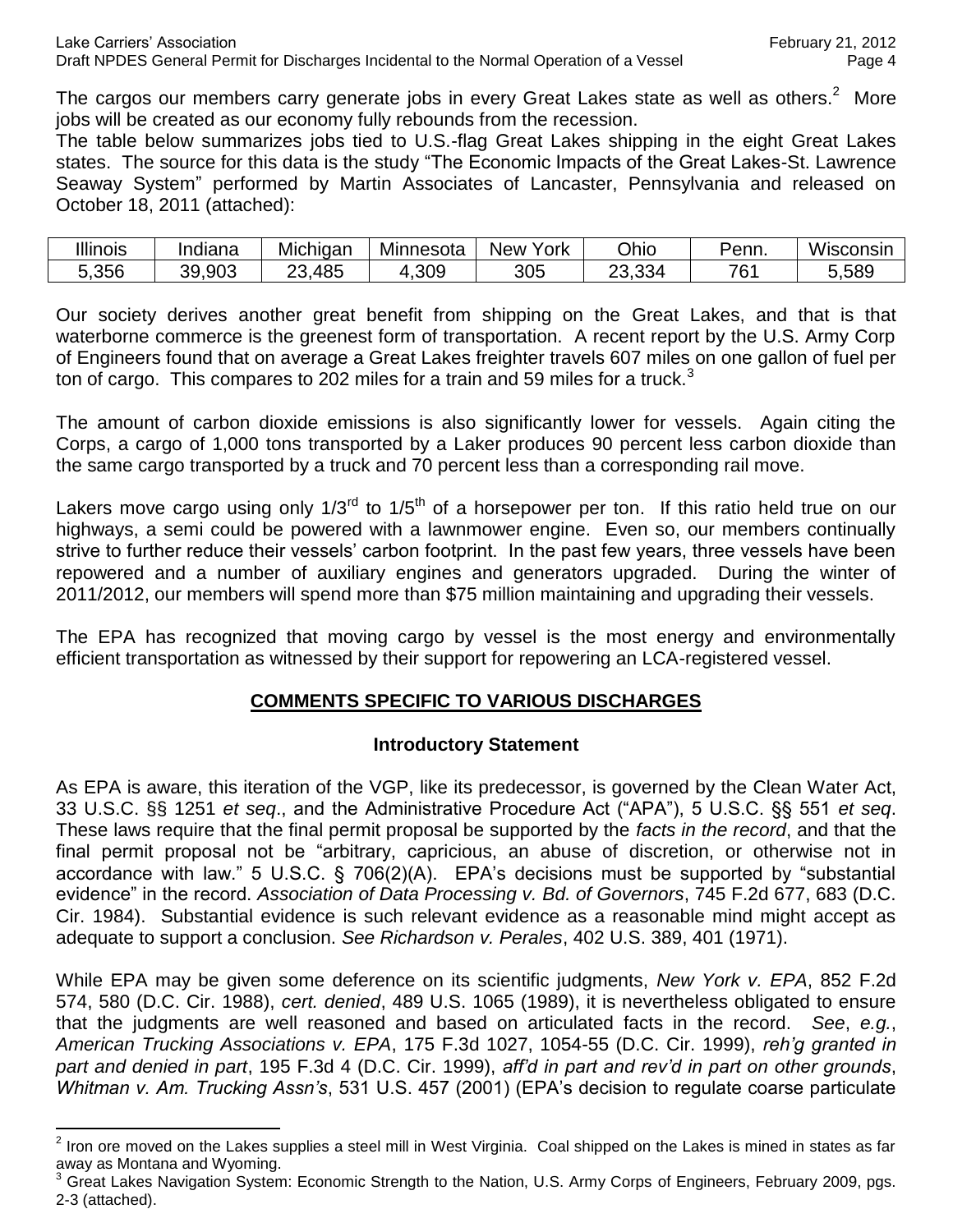The cargos our members carry generate jobs in every Great Lakes state as well as others.[2] More jobs will be created as our economy fully rebounds from the recession.

The table below summarizes jobs tied to U.S.-flag Great Lakes shipping in the eight Great Lakes states. The source for this data is the study "The Economic Impacts of the Great Lakes-St. Lawrence Seaway System" performed by Martin Associates of Lancaster, Pennsylvania and released on October 18, 2011 (attached):

| Illinois | Indiana | Michigan | Minnesota | New York | Ohio | Penn. | Wisconsin |
|---|---|---|---|---|---|---|---|
| 5,356 | 39,903 | 23,485 | 4,309 | 305 | 23,334 | 761 | 5,589 |

Our society derives another great benefit from shipping on the Great Lakes, and that is that waterborne commerce is the greenest form of transportation. A recent report by the U.S. Army Corp of Engineers found that on average a Great Lakes freighter travels 607 miles on one gallon of fuel per ton of cargo. This compares to 202 miles for a train and 59 miles for a truck.[3]

The amount of carbon dioxide emissions is also significantly lower for vessels. Again citing the Corps, a cargo of 1,000 tons transported by a Laker produces 90 percent less carbon dioxide than the same cargo transported by a truck and 70 percent less than a corresponding rail move.

Lakers move cargo using only 1/3rd to 1/5th of a horsepower per ton. If this ratio held true on our highways, a semi could be powered with a lawnmower engine. Even so, our members continually strive to further reduce their vessels' carbon footprint. In the past few years, three vessels have been repowered and a number of auxiliary engines and generators upgraded. During the winter of 2011/2012, our members will spend more than $75 million maintaining and upgrading their vessels.

The EPA has recognized that moving cargo by vessel is the most energy and environmentally efficient transportation as witnessed by their support for repowering an LCA-registered vessel.

## COMMENTS SPECIFIC TO VARIOUS DISCHARGES

### Introductory Statement

As EPA is aware, this iteration of the VGP, like its predecessor, is governed by the Clean Water Act, 33 U.S.C. §§ 1251 *et seq*., and the Administrative Procedure Act ("APA"), 5 U.S.C. §§ 551 *et seq*. These laws require that the final permit proposal be supported by the *facts in the record*, and that the final permit proposal not be "arbitrary, capricious, an abuse of discretion, or otherwise not in accordance with law." 5 U.S.C. § 706(2)(A). EPA's decisions must be supported by "substantial evidence" in the record. *Association of Data Processing v. Bd. of Governors*, 745 F.2d 677, 683 (D.C. Cir. 1984). Substantial evidence is such relevant evidence as a reasonable mind might accept as adequate to support a conclusion. *See Richardson v. Perales*, 402 U.S. 389, 401 (1971).

While EPA may be given some deference on its scientific judgments, *New York v. EPA*, 852 F.2d 574, 580 (D.C. Cir. 1988), *cert. denied*, 489 U.S. 1065 (1989), it is nevertheless obligated to ensure that the judgments are well reasoned and based on articulated facts in the record. *See*, *e.g.*, *American Trucking Associations v. EPA*, 175 F.3d 1027, 1054-55 (D.C. Cir. 1999), *reh'g granted in part and denied in part*, 195 F.3d 4 (D.C. Cir. 1999), *aff'd in part and rev'd in part on other grounds*, *Whitman v. Am. Trucking Assn's*, 531 U.S. 457 (2001) (EPA's decision to regulate coarse particulate

---

[2] Iron ore moved on the Lakes supplies a steel mill in West Virginia. Coal shipped on the Lakes is mined in states as far away as Montana and Wyoming.

[3] Great Lakes Navigation System: Economic Strength to the Nation, U.S. Army Corps of Engineers, February 2009, pgs. 2-3 (attached).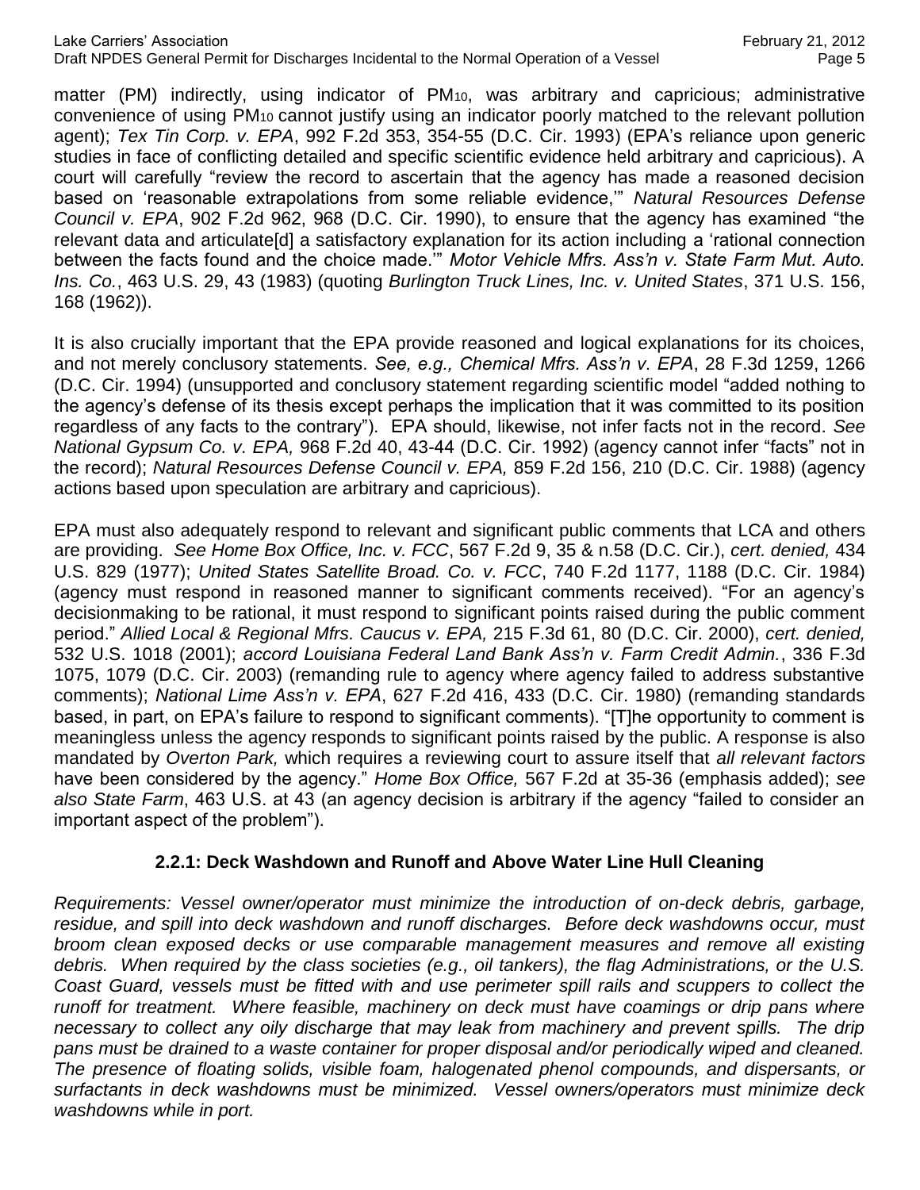matter (PM) indirectly, using indicator of $PM_{10}$, was arbitrary and capricious; administrative convenience of using $PM_{10}$ cannot justify using an indicator poorly matched to the relevant pollution agent); *Tex Tin Corp. v. EPA*, 992 F.2d 353, 354-55 (D.C. Cir. 1993) (EPA's reliance upon generic studies in face of conflicting detailed and specific scientific evidence held arbitrary and capricious). A court will carefully "review the record to ascertain that the agency has made a reasoned decision based on 'reasonable extrapolations from some reliable evidence,'" *Natural Resources Defense Council v. EPA*, 902 F.2d 962, 968 (D.C. Cir. 1990), to ensure that the agency has examined "the relevant data and articulate[d] a satisfactory explanation for its action including a 'rational connection between the facts found and the choice made.'" *Motor Vehicle Mfrs. Ass'n v. State Farm Mut. Auto. Ins. Co.*, 463 U.S. 29, 43 (1983) (quoting *Burlington Truck Lines, Inc. v. United States*, 371 U.S. 156, 168 (1962)).

It is also crucially important that the EPA provide reasoned and logical explanations for its choices, and not merely conclusory statements. *See, e.g., Chemical Mfrs. Ass'n v. EPA*, 28 F.3d 1259, 1266 (D.C. Cir. 1994) (unsupported and conclusory statement regarding scientific model "added nothing to the agency's defense of its thesis except perhaps the implication that it was committed to its position regardless of any facts to the contrary"). EPA should, likewise, not infer facts not in the record. *See National Gypsum Co. v. EPA,* 968 F.2d 40, 43-44 (D.C. Cir. 1992) (agency cannot infer "facts" not in the record); *Natural Resources Defense Council v. EPA,* 859 F.2d 156, 210 (D.C. Cir. 1988) (agency actions based upon speculation are arbitrary and capricious).

EPA must also adequately respond to relevant and significant public comments that LCA and others are providing. *See Home Box Office, Inc. v. FCC*, 567 F.2d 9, 35 & n.58 (D.C. Cir.), *cert. denied,* 434 U.S. 829 (1977); *United States Satellite Broad. Co. v. FCC*, 740 F.2d 1177, 1188 (D.C. Cir. 1984) (agency must respond in reasoned manner to significant comments received). "For an agency's decisionmaking to be rational, it must respond to significant points raised during the public comment period." *Allied Local & Regional Mfrs. Caucus v. EPA,* 215 F.3d 61, 80 (D.C. Cir. 2000), *cert. denied,* 532 U.S. 1018 (2001); *accord Louisiana Federal Land Bank Ass'n v. Farm Credit Admin.*, 336 F.3d 1075, 1079 (D.C. Cir. 2003) (remanding rule to agency where agency failed to address substantive comments); *National Lime Ass'n v. EPA*, 627 F.2d 416, 433 (D.C. Cir. 1980) (remanding standards based, in part, on EPA's failure to respond to significant comments). "[T]he opportunity to comment is meaningless unless the agency responds to significant points raised by the public. A response is also mandated by *Overton Park,* which requires a reviewing court to assure itself that *all relevant factors* have been considered by the agency." *Home Box Office,* 567 F.2d at 35-36 (emphasis added); *see also State Farm*, 463 U.S. at 43 (an agency decision is arbitrary if the agency "failed to consider an important aspect of the problem").

### 2.2.1: Deck Washdown and Runoff and Above Water Line Hull Cleaning

*Requirements: Vessel owner/operator must minimize the introduction of on-deck debris, garbage, residue, and spill into deck washdown and runoff discharges. Before deck washdowns occur, must broom clean exposed decks or use comparable management measures and remove all existing debris. When required by the class societies (e.g., oil tankers), the flag Administrations, or the U.S. Coast Guard, vessels must be fitted with and use perimeter spill rails and scuppers to collect the runoff for treatment. Where feasible, machinery on deck must have coamings or drip pans where necessary to collect any oily discharge that may leak from machinery and prevent spills. The drip pans must be drained to a waste container for proper disposal and/or periodically wiped and cleaned. The presence of floating solids, visible foam, halogenated phenol compounds, and dispersants, or surfactants in deck washdowns must be minimized. Vessel owners/operators must minimize deck washdowns while in port.*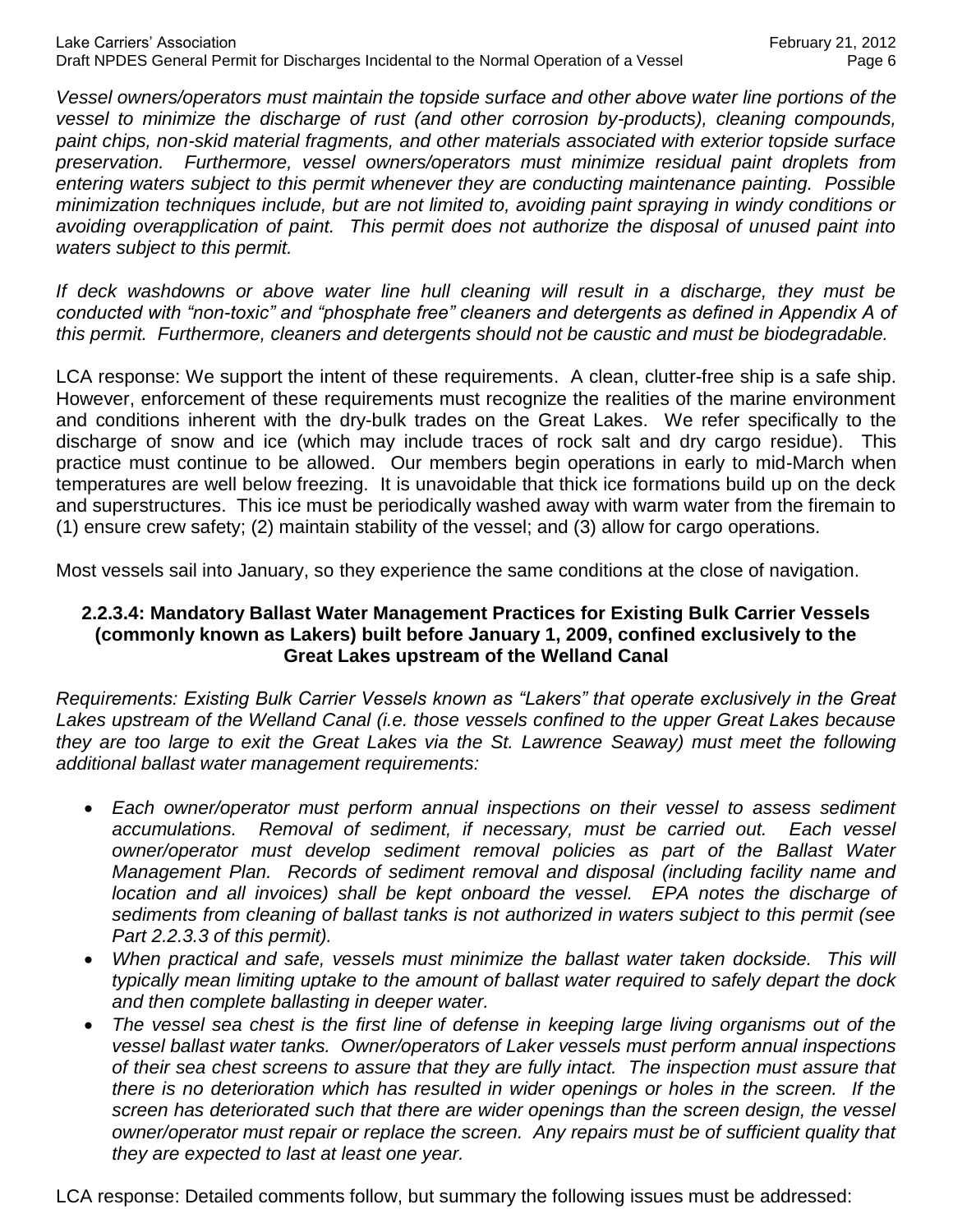*Vessel owners/operators must maintain the topside surface and other above water line portions of the vessel to minimize the discharge of rust (and other corrosion by-products), cleaning compounds, paint chips, non-skid material fragments, and other materials associated with exterior topside surface preservation. Furthermore, vessel owners/operators must minimize residual paint droplets from entering waters subject to this permit whenever they are conducting maintenance painting. Possible minimization techniques include, but are not limited to, avoiding paint spraying in windy conditions or avoiding overapplication of paint. This permit does not authorize the disposal of unused paint into waters subject to this permit.*

*If deck washdowns or above water line hull cleaning will result in a discharge, they must be conducted with "non-toxic" and "phosphate free" cleaners and detergents as defined in Appendix A of this permit. Furthermore, cleaners and detergents should not be caustic and must be biodegradable.*

LCA response: We support the intent of these requirements. A clean, clutter-free ship is a safe ship. However, enforcement of these requirements must recognize the realities of the marine environment and conditions inherent with the dry-bulk trades on the Great Lakes. We refer specifically to the discharge of snow and ice (which may include traces of rock salt and dry cargo residue). This practice must continue to be allowed. Our members begin operations in early to mid-March when temperatures are well below freezing. It is unavoidable that thick ice formations build up on the deck and superstructures. This ice must be periodically washed away with warm water from the firemain to (1) ensure crew safety; (2) maintain stability of the vessel; and (3) allow for cargo operations.

Most vessels sail into January, so they experience the same conditions at the close of navigation.

**2.2.3.4: Mandatory Ballast Water Management Practices for Existing Bulk Carrier Vessels (commonly known as Lakers) built before January 1, 2009, confined exclusively to the Great Lakes upstream of the Welland Canal**

*Requirements: Existing Bulk Carrier Vessels known as "Lakers" that operate exclusively in the Great Lakes upstream of the Welland Canal (i.e. those vessels confined to the upper Great Lakes because they are too large to exit the Great Lakes via the St. Lawrence Seaway) must meet the following additional ballast water management requirements:*

- *Each owner/operator must perform annual inspections on their vessel to assess sediment accumulations. Removal of sediment, if necessary, must be carried out. Each vessel owner/operator must develop sediment removal policies as part of the Ballast Water Management Plan. Records of sediment removal and disposal (including facility name and location and all invoices) shall be kept onboard the vessel. EPA notes the discharge of sediments from cleaning of ballast tanks is not authorized in waters subject to this permit (see Part 2.2.3.3 of this permit).*
- *When practical and safe, vessels must minimize the ballast water taken dockside. This will typically mean limiting uptake to the amount of ballast water required to safely depart the dock and then complete ballasting in deeper water.*
- *The vessel sea chest is the first line of defense in keeping large living organisms out of the vessel ballast water tanks. Owner/operators of Laker vessels must perform annual inspections of their sea chest screens to assure that they are fully intact. The inspection must assure that there is no deterioration which has resulted in wider openings or holes in the screen. If the screen has deteriorated such that there are wider openings than the screen design, the vessel owner/operator must repair or replace the screen. Any repairs must be of sufficient quality that they are expected to last at least one year.*

LCA response: Detailed comments follow, but summary the following issues must be addressed: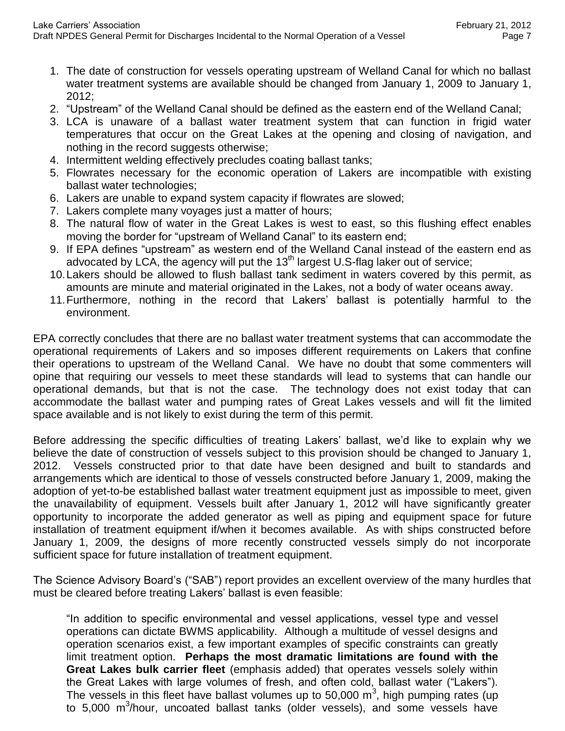1. The date of construction for vessels operating upstream of Welland Canal for which no ballast water treatment systems are available should be changed from January 1, 2009 to January 1, 2012;
2. "Upstream" of the Welland Canal should be defined as the eastern end of the Welland Canal;
3. LCA is unaware of a ballast water treatment system that can function in frigid water temperatures that occur on the Great Lakes at the opening and closing of navigation, and nothing in the record suggests otherwise;
4. Intermittent welding effectively precludes coating ballast tanks;
5. Flowrates necessary for the economic operation of Lakers are incompatible with existing ballast water technologies;
6. Lakers are unable to expand system capacity if flowrates are slowed;
7. Lakers complete many voyages just a matter of hours;
8. The natural flow of water in the Great Lakes is west to east, so this flushing effect enables moving the border for "upstream of Welland Canal" to its eastern end;
9. If EPA defines "upstream" as western end of the Welland Canal instead of the eastern end as advocated by LCA, the agency will put the 13th largest U.S-flag laker out of service;
10. Lakers should be allowed to flush ballast tank sediment in waters covered by this permit, as amounts are minute and material originated in the Lakes, not a body of water oceans away.
11. Furthermore, nothing in the record that Lakers' ballast is potentially harmful to the environment.

EPA correctly concludes that there are no ballast water treatment systems that can accommodate the operational requirements of Lakers and so imposes different requirements on Lakers that confine their operations to upstream of the Welland Canal. We have no doubt that some commenters will opine that requiring our vessels to meet these standards will lead to systems that can handle our operational demands, but that is not the case. The technology does not exist today that can accommodate the ballast water and pumping rates of Great Lakes vessels and will fit the limited space available and is not likely to exist during the term of this permit.

Before addressing the specific difficulties of treating Lakers' ballast, we'd like to explain why we believe the date of construction of vessels subject to this provision should be changed to January 1, 2012. Vessels constructed prior to that date have been designed and built to standards and arrangements which are identical to those of vessels constructed before January 1, 2009, making the adoption of yet-to-be established ballast water treatment equipment just as impossible to meet, given the unavailability of equipment. Vessels built after January 1, 2012 will have significantly greater opportunity to incorporate the added generator as well as piping and equipment space for future installation of treatment equipment if/when it becomes available. As with ships constructed before January 1, 2009, the designs of more recently constructed vessels simply do not incorporate sufficient space for future installation of treatment equipment.

The Science Advisory Board's ("SAB") report provides an excellent overview of the many hurdles that must be cleared before treating Lakers' ballast is even feasible:

> "In addition to specific environmental and vessel applications, vessel type and vessel operations can dictate BWMS applicability. Although a multitude of vessel designs and operation scenarios exist, a few important examples of specific constraints can greatly limit treatment option. **Perhaps the most dramatic limitations are found with the Great Lakes bulk carrier fleet** (emphasis added) that operates vessels solely within the Great Lakes with large volumes of fresh, and often cold, ballast water ("Lakers"). The vessels in this fleet have ballast volumes up to 50,000 $m^3$, high pumping rates (up to 5,000 $m^3$/hour, uncoated ballast tanks (older vessels), and some vessels have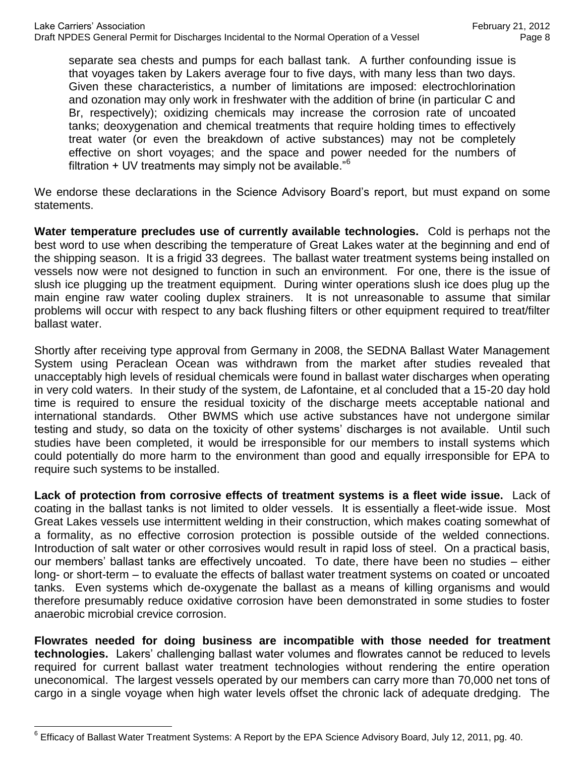> separate sea chests and pumps for each ballast tank. A further confounding issue is that voyages taken by Lakers average four to five days, with many less than two days. Given these characteristics, a number of limitations are imposed: electrochlorination and ozonation may only work in freshwater with the addition of brine (in particular C and Br, respectively); oxidizing chemicals may increase the corrosion rate of uncoated tanks; deoxygenation and chemical treatments that require holding times to effectively treat water (or even the breakdown of active substances) may not be completely effective on short voyages; and the space and power needed for the numbers of filtration + UV treatments may simply not be available."[6]

We endorse these declarations in the Science Advisory Board's report, but must expand on some statements.

**Water temperature precludes use of currently available technologies.** Cold is perhaps not the best word to use when describing the temperature of Great Lakes water at the beginning and end of the shipping season. It is a frigid 33 degrees. The ballast water treatment systems being installed on vessels now were not designed to function in such an environment. For one, there is the issue of slush ice plugging up the treatment equipment. During winter operations slush ice does plug up the main engine raw water cooling duplex strainers. It is not unreasonable to assume that similar problems will occur with respect to any back flushing filters or other equipment required to treat/filter ballast water.

Shortly after receiving type approval from Germany in 2008, the SEDNA Ballast Water Management System using Peraclean Ocean was withdrawn from the market after studies revealed that unacceptably high levels of residual chemicals were found in ballast water discharges when operating in very cold waters. In their study of the system, de Lafontaine, et al concluded that a 15-20 day hold time is required to ensure the residual toxicity of the discharge meets acceptable national and international standards. Other BWMS which use active substances have not undergone similar testing and study, so data on the toxicity of other systems' discharges is not available. Until such studies have been completed, it would be irresponsible for our members to install systems which could potentially do more harm to the environment than good and equally irresponsible for EPA to require such systems to be installed.

**Lack of protection from corrosive effects of treatment systems is a fleet wide issue.** Lack of coating in the ballast tanks is not limited to older vessels. It is essentially a fleet-wide issue. Most Great Lakes vessels use intermittent welding in their construction, which makes coating somewhat of a formality, as no effective corrosion protection is possible outside of the welded connections. Introduction of salt water or other corrosives would result in rapid loss of steel. On a practical basis, our members' ballast tanks are effectively uncoated. To date, there have been no studies – either long- or short-term – to evaluate the effects of ballast water treatment systems on coated or uncoated tanks. Even systems which de-oxygenate the ballast as a means of killing organisms and would therefore presumably reduce oxidative corrosion have been demonstrated in some studies to foster anaerobic microbial crevice corrosion.

**Flowrates needed for doing business are incompatible with those needed for treatment technologies.** Lakers' challenging ballast water volumes and flowrates cannot be reduced to levels required for current ballast water treatment technologies without rendering the entire operation uneconomical. The largest vessels operated by our members can carry more than 70,000 net tons of cargo in a single voyage when high water levels offset the chronic lack of adequate dredging. The

[6] Efficacy of Ballast Water Treatment Systems: A Report by the EPA Science Advisory Board, July 12, 2011, pg. 40.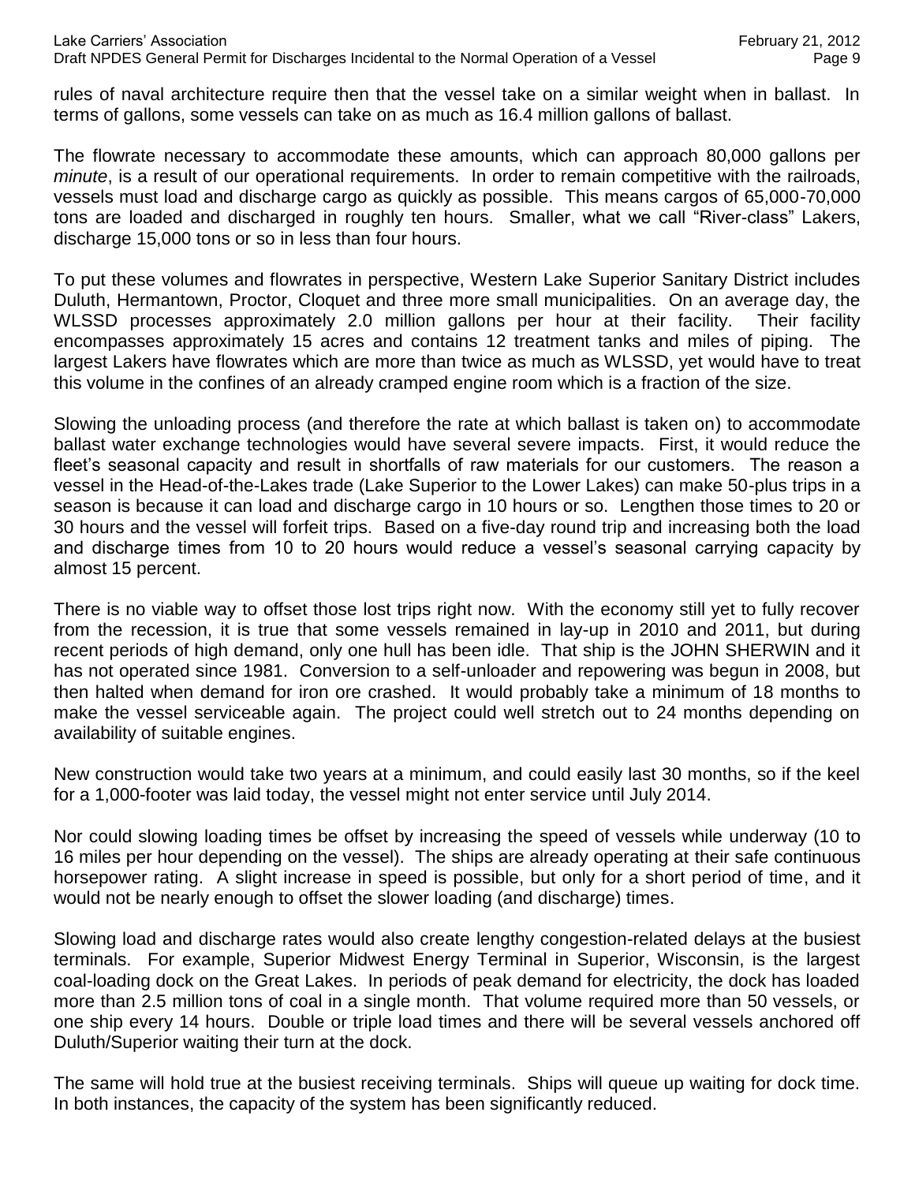rules of naval architecture require then that the vessel take on a similar weight when in ballast. In terms of gallons, some vessels can take on as much as 16.4 million gallons of ballast.

The flowrate necessary to accommodate these amounts, which can approach 80,000 gallons per *minute*, is a result of our operational requirements. In order to remain competitive with the railroads, vessels must load and discharge cargo as quickly as possible. This means cargos of 65,000-70,000 tons are loaded and discharged in roughly ten hours. Smaller, what we call "River-class" Lakers, discharge 15,000 tons or so in less than four hours.

To put these volumes and flowrates in perspective, Western Lake Superior Sanitary District includes Duluth, Hermantown, Proctor, Cloquet and three more small municipalities. On an average day, the WLSSD processes approximately 2.0 million gallons per hour at their facility. Their facility encompasses approximately 15 acres and contains 12 treatment tanks and miles of piping. The largest Lakers have flowrates which are more than twice as much as WLSSD, yet would have to treat this volume in the confines of an already cramped engine room which is a fraction of the size.

Slowing the unloading process (and therefore the rate at which ballast is taken on) to accommodate ballast water exchange technologies would have several severe impacts. First, it would reduce the fleet's seasonal capacity and result in shortfalls of raw materials for our customers. The reason a vessel in the Head-of-the-Lakes trade (Lake Superior to the Lower Lakes) can make 50-plus trips in a season is because it can load and discharge cargo in 10 hours or so. Lengthen those times to 20 or 30 hours and the vessel will forfeit trips. Based on a five-day round trip and increasing both the load and discharge times from 10 to 20 hours would reduce a vessel's seasonal carrying capacity by almost 15 percent.

There is no viable way to offset those lost trips right now. With the economy still yet to fully recover from the recession, it is true that some vessels remained in lay-up in 2010 and 2011, but during recent periods of high demand, only one hull has been idle. That ship is the JOHN SHERWIN and it has not operated since 1981. Conversion to a self-unloader and repowering was begun in 2008, but then halted when demand for iron ore crashed. It would probably take a minimum of 18 months to make the vessel serviceable again. The project could well stretch out to 24 months depending on availability of suitable engines.

New construction would take two years at a minimum, and could easily last 30 months, so if the keel for a 1,000-footer was laid today, the vessel might not enter service until July 2014.

Nor could slowing loading times be offset by increasing the speed of vessels while underway (10 to 16 miles per hour depending on the vessel). The ships are already operating at their safe continuous horsepower rating. A slight increase in speed is possible, but only for a short period of time, and it would not be nearly enough to offset the slower loading (and discharge) times.

Slowing load and discharge rates would also create lengthy congestion-related delays at the busiest terminals. For example, Superior Midwest Energy Terminal in Superior, Wisconsin, is the largest coal-loading dock on the Great Lakes. In periods of peak demand for electricity, the dock has loaded more than 2.5 million tons of coal in a single month. That volume required more than 50 vessels, or one ship every 14 hours. Double or triple load times and there will be several vessels anchored off Duluth/Superior waiting their turn at the dock.

The same will hold true at the busiest receiving terminals. Ships will queue up waiting for dock time. In both instances, the capacity of the system has been significantly reduced.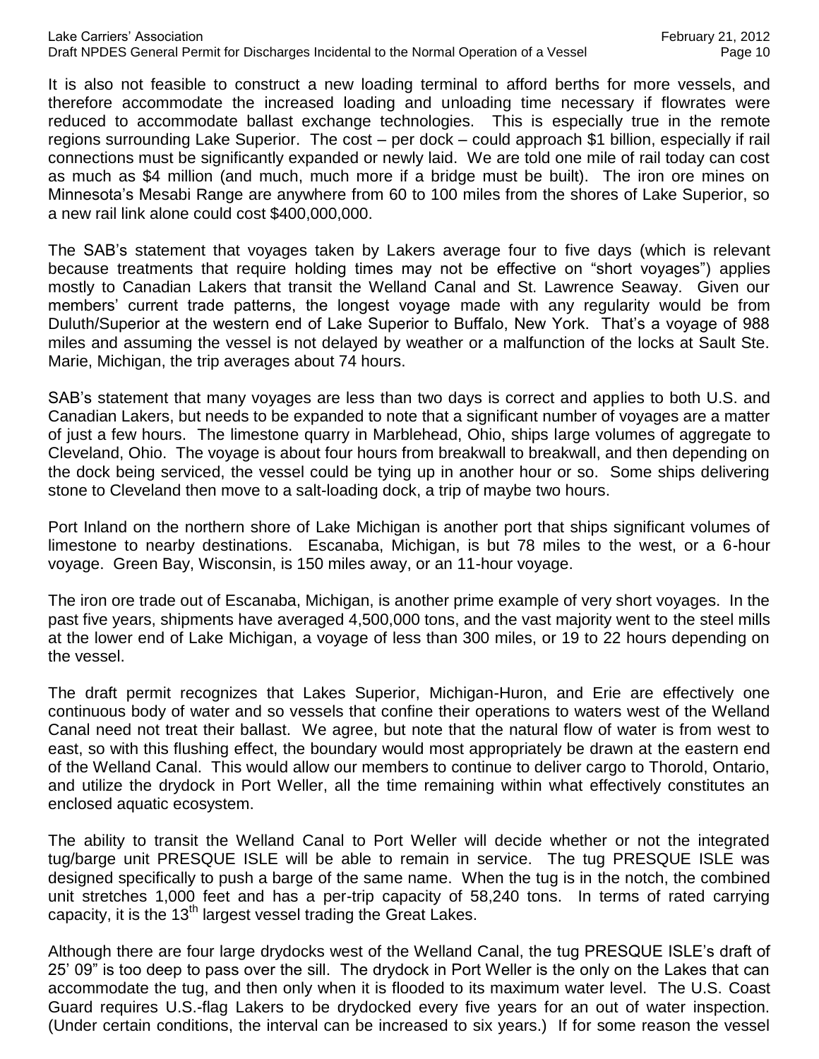It is also not feasible to construct a new loading terminal to afford berths for more vessels, and therefore accommodate the increased loading and unloading time necessary if flowrates were reduced to accommodate ballast exchange technologies. This is especially true in the remote regions surrounding Lake Superior. The cost – per dock – could approach $1 billion, especially if rail connections must be significantly expanded or newly laid. We are told one mile of rail today can cost as much as $4 million (and much, much more if a bridge must be built). The iron ore mines on Minnesota's Mesabi Range are anywhere from 60 to 100 miles from the shores of Lake Superior, so a new rail link alone could cost $400,000,000.

The SAB's statement that voyages taken by Lakers average four to five days (which is relevant because treatments that require holding times may not be effective on "short voyages") applies mostly to Canadian Lakers that transit the Welland Canal and St. Lawrence Seaway. Given our members' current trade patterns, the longest voyage made with any regularity would be from Duluth/Superior at the western end of Lake Superior to Buffalo, New York. That's a voyage of 988 miles and assuming the vessel is not delayed by weather or a malfunction of the locks at Sault Ste. Marie, Michigan, the trip averages about 74 hours.

SAB's statement that many voyages are less than two days is correct and applies to both U.S. and Canadian Lakers, but needs to be expanded to note that a significant number of voyages are a matter of just a few hours. The limestone quarry in Marblehead, Ohio, ships large volumes of aggregate to Cleveland, Ohio. The voyage is about four hours from breakwall to breakwall, and then depending on the dock being serviced, the vessel could be tying up in another hour or so. Some ships delivering stone to Cleveland then move to a salt-loading dock, a trip of maybe two hours.

Port Inland on the northern shore of Lake Michigan is another port that ships significant volumes of limestone to nearby destinations. Escanaba, Michigan, is but 78 miles to the west, or a 6-hour voyage. Green Bay, Wisconsin, is 150 miles away, or an 11-hour voyage.

The iron ore trade out of Escanaba, Michigan, is another prime example of very short voyages. In the past five years, shipments have averaged 4,500,000 tons, and the vast majority went to the steel mills at the lower end of Lake Michigan, a voyage of less than 300 miles, or 19 to 22 hours depending on the vessel.

The draft permit recognizes that Lakes Superior, Michigan-Huron, and Erie are effectively one continuous body of water and so vessels that confine their operations to waters west of the Welland Canal need not treat their ballast. We agree, but note that the natural flow of water is from west to east, so with this flushing effect, the boundary would most appropriately be drawn at the eastern end of the Welland Canal. This would allow our members to continue to deliver cargo to Thorold, Ontario, and utilize the drydock in Port Weller, all the time remaining within what effectively constitutes an enclosed aquatic ecosystem.

The ability to transit the Welland Canal to Port Weller will decide whether or not the integrated tug/barge unit PRESQUE ISLE will be able to remain in service. The tug PRESQUE ISLE was designed specifically to push a barge of the same name. When the tug is in the notch, the combined unit stretches 1,000 feet and has a per-trip capacity of 58,240 tons. In terms of rated carrying capacity, it is the 13th largest vessel trading the Great Lakes.

Although there are four large drydocks west of the Welland Canal, the tug PRESQUE ISLE's draft of 25' 09" is too deep to pass over the sill. The drydock in Port Weller is the only on the Lakes that can accommodate the tug, and then only when it is flooded to its maximum water level. The U.S. Coast Guard requires U.S.-flag Lakers to be drydocked every five years for an out of water inspection. (Under certain conditions, the interval can be increased to six years.) If for some reason the vessel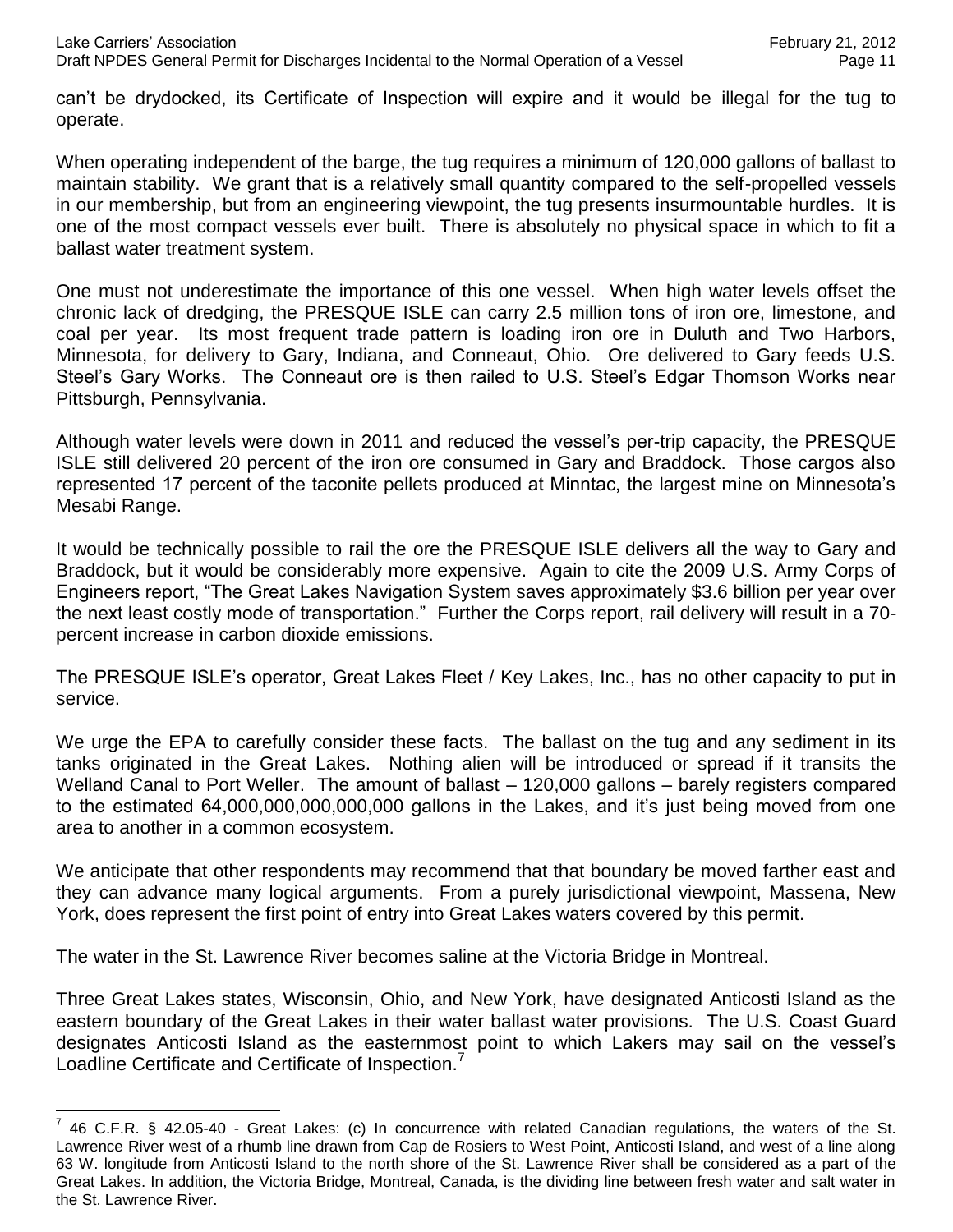can't be drydocked, its Certificate of Inspection will expire and it would be illegal for the tug to operate.

When operating independent of the barge, the tug requires a minimum of 120,000 gallons of ballast to maintain stability. We grant that is a relatively small quantity compared to the self-propelled vessels in our membership, but from an engineering viewpoint, the tug presents insurmountable hurdles. It is one of the most compact vessels ever built. There is absolutely no physical space in which to fit a ballast water treatment system.

One must not underestimate the importance of this one vessel. When high water levels offset the chronic lack of dredging, the PRESQUE ISLE can carry 2.5 million tons of iron ore, limestone, and coal per year. Its most frequent trade pattern is loading iron ore in Duluth and Two Harbors, Minnesota, for delivery to Gary, Indiana, and Conneaut, Ohio. Ore delivered to Gary feeds U.S. Steel's Gary Works. The Conneaut ore is then railed to U.S. Steel's Edgar Thomson Works near Pittsburgh, Pennsylvania.

Although water levels were down in 2011 and reduced the vessel's per-trip capacity, the PRESQUE ISLE still delivered 20 percent of the iron ore consumed in Gary and Braddock. Those cargos also represented 17 percent of the taconite pellets produced at Minntac, the largest mine on Minnesota's Mesabi Range.

It would be technically possible to rail the ore the PRESQUE ISLE delivers all the way to Gary and Braddock, but it would be considerably more expensive. Again to cite the 2009 U.S. Army Corps of Engineers report, "The Great Lakes Navigation System saves approximately $3.6 billion per year over the next least costly mode of transportation." Further the Corps report, rail delivery will result in a 70-percent increase in carbon dioxide emissions.

The PRESQUE ISLE's operator, Great Lakes Fleet / Key Lakes, Inc., has no other capacity to put in service.

We urge the EPA to carefully consider these facts. The ballast on the tug and any sediment in its tanks originated in the Great Lakes. Nothing alien will be introduced or spread if it transits the Welland Canal to Port Weller. The amount of ballast – 120,000 gallons – barely registers compared to the estimated 64,000,000,000,000,000 gallons in the Lakes, and it's just being moved from one area to another in a common ecosystem.

We anticipate that other respondents may recommend that that boundary be moved farther east and they can advance many logical arguments. From a purely jurisdictional viewpoint, Massena, New York, does represent the first point of entry into Great Lakes waters covered by this permit.

The water in the St. Lawrence River becomes saline at the Victoria Bridge in Montreal.

Three Great Lakes states, Wisconsin, Ohio, and New York, have designated Anticosti Island as the eastern boundary of the Great Lakes in their water ballast water provisions. The U.S. Coast Guard designates Anticosti Island as the easternmost point to which Lakers may sail on the vessel's Loadline Certificate and Certificate of Inspection.[7]

---

[7] 46 C.F.R. § 42.05-40 - Great Lakes: (c) In concurrence with related Canadian regulations, the waters of the St. Lawrence River west of a rhumb line drawn from Cap de Rosiers to West Point, Anticosti Island, and west of a line along 63 W. longitude from Anticosti Island to the north shore of the St. Lawrence River shall be considered as a part of the Great Lakes. In addition, the Victoria Bridge, Montreal, Canada, is the dividing line between fresh water and salt water in the St. Lawrence River.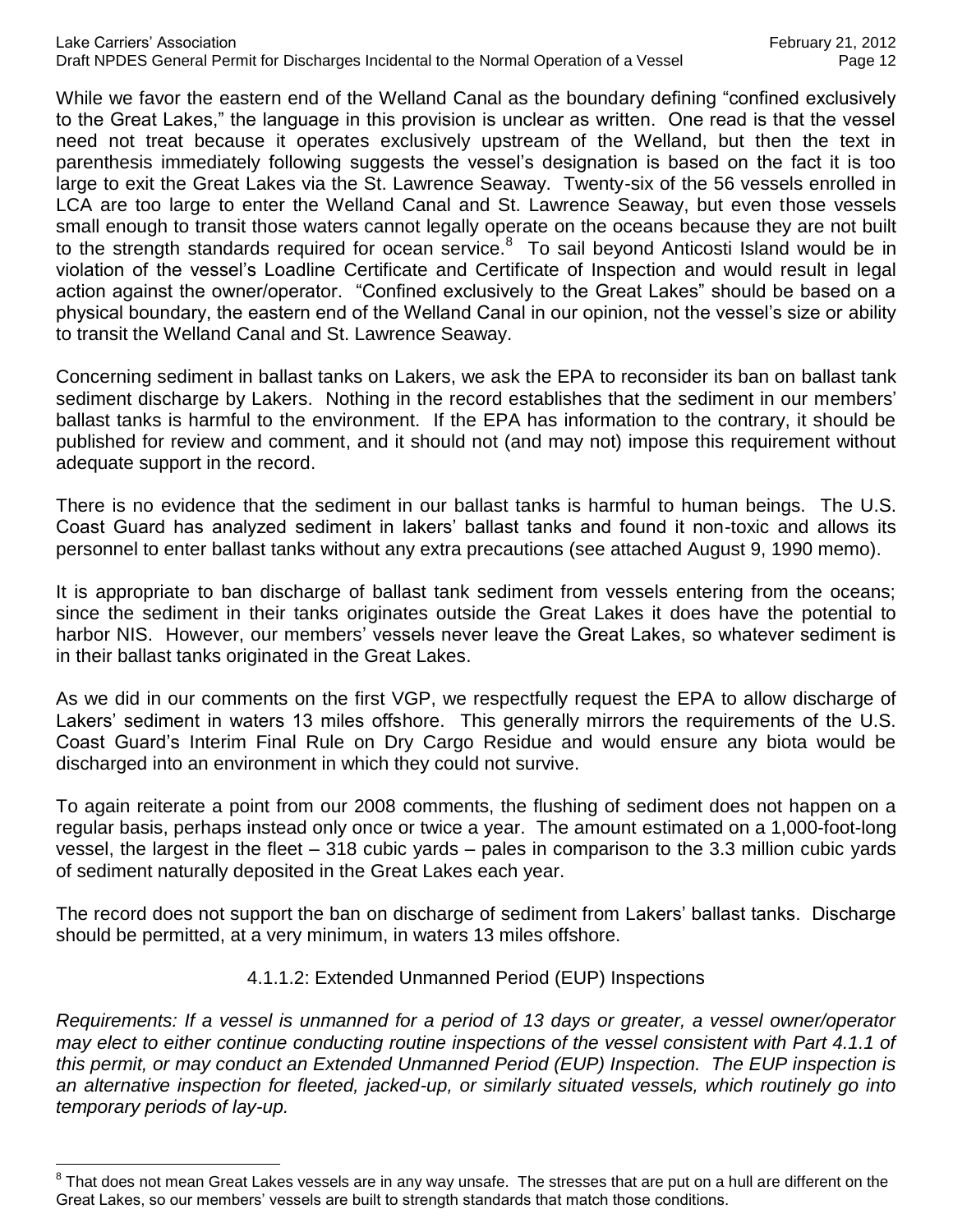While we favor the eastern end of the Welland Canal as the boundary defining "confined exclusively to the Great Lakes," the language in this provision is unclear as written. One read is that the vessel need not treat because it operates exclusively upstream of the Welland, but then the text in parenthesis immediately following suggests the vessel's designation is based on the fact it is too large to exit the Great Lakes via the St. Lawrence Seaway. Twenty-six of the 56 vessels enrolled in LCA are too large to enter the Welland Canal and St. Lawrence Seaway, but even those vessels small enough to transit those waters cannot legally operate on the oceans because they are not built to the strength standards required for ocean service.[8] To sail beyond Anticosti Island would be in violation of the vessel's Loadline Certificate and Certificate of Inspection and would result in legal action against the owner/operator. "Confined exclusively to the Great Lakes" should be based on a physical boundary, the eastern end of the Welland Canal in our opinion, not the vessel's size or ability to transit the Welland Canal and St. Lawrence Seaway.

Concerning sediment in ballast tanks on Lakers, we ask the EPA to reconsider its ban on ballast tank sediment discharge by Lakers. Nothing in the record establishes that the sediment in our members' ballast tanks is harmful to the environment. If the EPA has information to the contrary, it should be published for review and comment, and it should not (and may not) impose this requirement without adequate support in the record.

There is no evidence that the sediment in our ballast tanks is harmful to human beings. The U.S. Coast Guard has analyzed sediment in lakers' ballast tanks and found it non-toxic and allows its personnel to enter ballast tanks without any extra precautions (see attached August 9, 1990 memo).

It is appropriate to ban discharge of ballast tank sediment from vessels entering from the oceans; since the sediment in their tanks originates outside the Great Lakes it does have the potential to harbor NIS. However, our members' vessels never leave the Great Lakes, so whatever sediment is in their ballast tanks originated in the Great Lakes.

As we did in our comments on the first VGP, we respectfully request the EPA to allow discharge of Lakers' sediment in waters 13 miles offshore. This generally mirrors the requirements of the U.S. Coast Guard's Interim Final Rule on Dry Cargo Residue and would ensure any biota would be discharged into an environment in which they could not survive.

To again reiterate a point from our 2008 comments, the flushing of sediment does not happen on a regular basis, perhaps instead only once or twice a year. The amount estimated on a 1,000-foot-long vessel, the largest in the fleet – 318 cubic yards – pales in comparison to the 3.3 million cubic yards of sediment naturally deposited in the Great Lakes each year.

The record does not support the ban on discharge of sediment from Lakers' ballast tanks. Discharge should be permitted, at a very minimum, in waters 13 miles offshore.

### 4.1.1.2: Extended Unmanned Period (EUP) Inspections

*Requirements: If a vessel is unmanned for a period of 13 days or greater, a vessel owner/operator may elect to either continue conducting routine inspections of the vessel consistent with Part 4.1.1 of this permit, or may conduct an Extended Unmanned Period (EUP) Inspection. The EUP inspection is an alternative inspection for fleeted, jacked-up, or similarly situated vessels, which routinely go into temporary periods of lay-up.*

[8] That does not mean Great Lakes vessels are in any way unsafe. The stresses that are put on a hull are different on the Great Lakes, so our members' vessels are built to strength standards that match those conditions.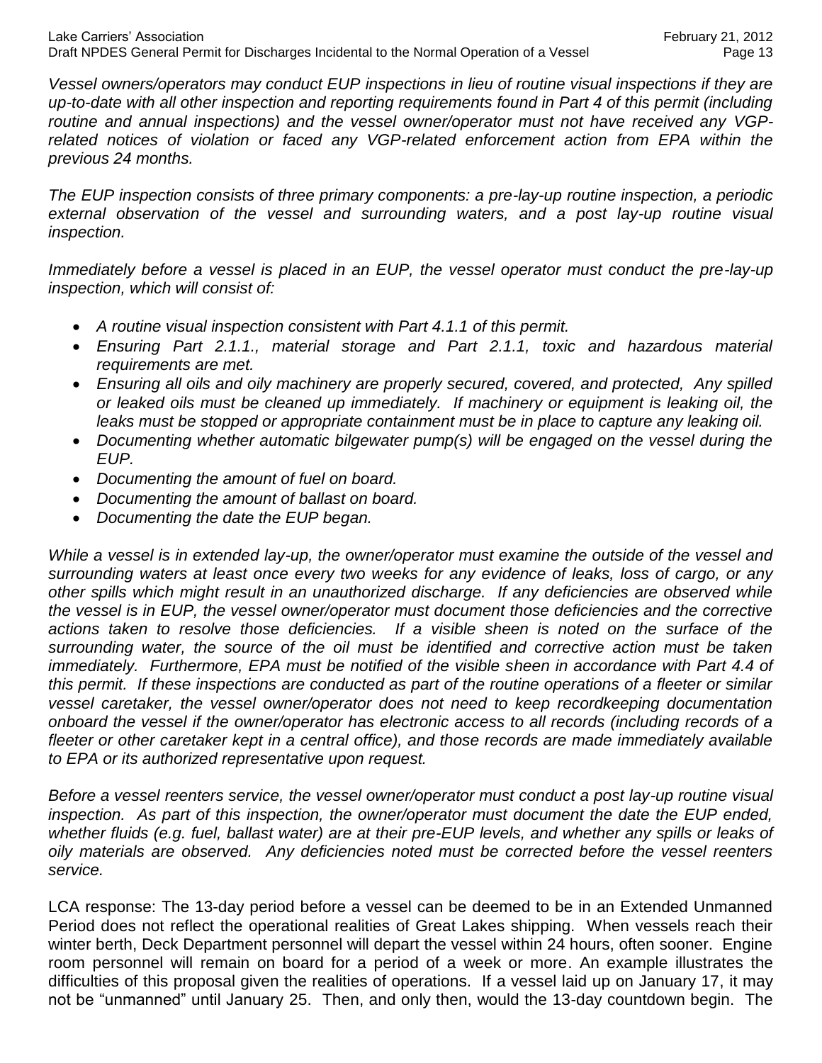*Vessel owners/operators may conduct EUP inspections in lieu of routine visual inspections if they are up-to-date with all other inspection and reporting requirements found in Part 4 of this permit (including routine and annual inspections) and the vessel owner/operator must not have received any VGP-related notices of violation or faced any VGP-related enforcement action from EPA within the previous 24 months.*

*The EUP inspection consists of three primary components: a pre-lay-up routine inspection, a periodic external observation of the vessel and surrounding waters, and a post lay-up routine visual inspection.*

*Immediately before a vessel is placed in an EUP, the vessel operator must conduct the pre-lay-up inspection, which will consist of:*

- *A routine visual inspection consistent with Part 4.1.1 of this permit.*
- *Ensuring Part 2.1.1., material storage and Part 2.1.1, toxic and hazardous material requirements are met.*
- *Ensuring all oils and oily machinery are properly secured, covered, and protected, Any spilled or leaked oils must be cleaned up immediately. If machinery or equipment is leaking oil, the leaks must be stopped or appropriate containment must be in place to capture any leaking oil.*
- *Documenting whether automatic bilgewater pump(s) will be engaged on the vessel during the EUP.*
- *Documenting the amount of fuel on board.*
- *Documenting the amount of ballast on board.*
- *Documenting the date the EUP began.*

*While a vessel is in extended lay-up, the owner/operator must examine the outside of the vessel and surrounding waters at least once every two weeks for any evidence of leaks, loss of cargo, or any other spills which might result in an unauthorized discharge. If any deficiencies are observed while the vessel is in EUP, the vessel owner/operator must document those deficiencies and the corrective actions taken to resolve those deficiencies. If a visible sheen is noted on the surface of the surrounding water, the source of the oil must be identified and corrective action must be taken immediately. Furthermore, EPA must be notified of the visible sheen in accordance with Part 4.4 of this permit. If these inspections are conducted as part of the routine operations of a fleeter or similar vessel caretaker, the vessel owner/operator does not need to keep recordkeeping documentation onboard the vessel if the owner/operator has electronic access to all records (including records of a fleeter or other caretaker kept in a central office), and those records are made immediately available to EPA or its authorized representative upon request.*

*Before a vessel reenters service, the vessel owner/operator must conduct a post lay-up routine visual inspection. As part of this inspection, the owner/operator must document the date the EUP ended, whether fluids (e.g. fuel, ballast water) are at their pre-EUP levels, and whether any spills or leaks of oily materials are observed. Any deficiencies noted must be corrected before the vessel reenters service.*

LCA response: The 13-day period before a vessel can be deemed to be in an Extended Unmanned Period does not reflect the operational realities of Great Lakes shipping. When vessels reach their winter berth, Deck Department personnel will depart the vessel within 24 hours, often sooner. Engine room personnel will remain on board for a period of a week or more. An example illustrates the difficulties of this proposal given the realities of operations. If a vessel laid up on January 17, it may not be "unmanned" until January 25. Then, and only then, would the 13-day countdown begin. The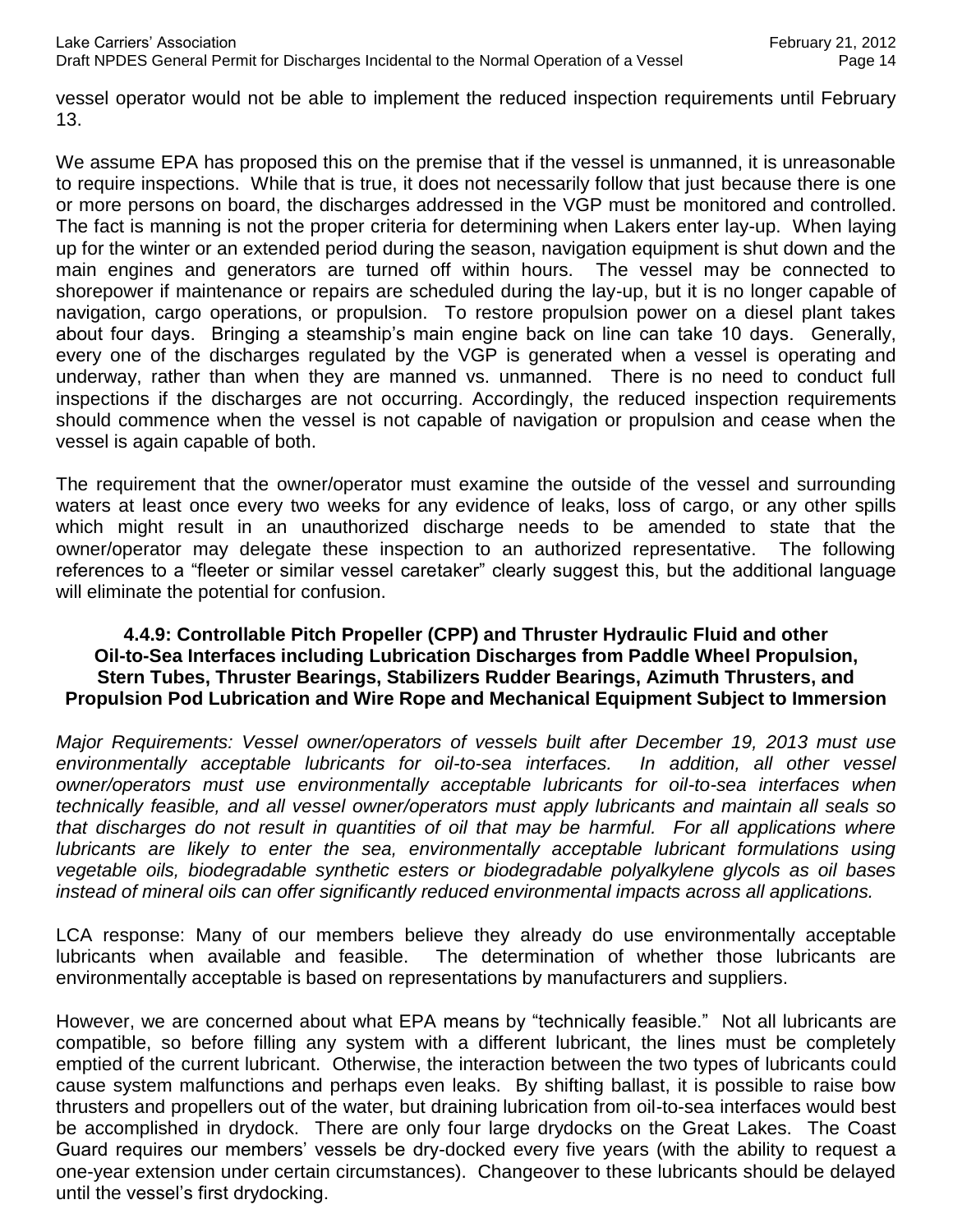vessel operator would not be able to implement the reduced inspection requirements until February 13.

We assume EPA has proposed this on the premise that if the vessel is unmanned, it is unreasonable to require inspections. While that is true, it does not necessarily follow that just because there is one or more persons on board, the discharges addressed in the VGP must be monitored and controlled. The fact is manning is not the proper criteria for determining when Lakers enter lay-up. When laying up for the winter or an extended period during the season, navigation equipment is shut down and the main engines and generators are turned off within hours. The vessel may be connected to shorepower if maintenance or repairs are scheduled during the lay-up, but it is no longer capable of navigation, cargo operations, or propulsion. To restore propulsion power on a diesel plant takes about four days. Bringing a steamship's main engine back on line can take 10 days. Generally, every one of the discharges regulated by the VGP is generated when a vessel is operating and underway, rather than when they are manned vs. unmanned. There is no need to conduct full inspections if the discharges are not occurring. Accordingly, the reduced inspection requirements should commence when the vessel is not capable of navigation or propulsion and cease when the vessel is again capable of both.

The requirement that the owner/operator must examine the outside of the vessel and surrounding waters at least once every two weeks for any evidence of leaks, loss of cargo, or any other spills which might result in an unauthorized discharge needs to be amended to state that the owner/operator may delegate these inspection to an authorized representative. The following references to a "fleeter or similar vessel caretaker" clearly suggest this, but the additional language will eliminate the potential for confusion.

### 4.4.9: Controllable Pitch Propeller (CPP) and Thruster Hydraulic Fluid and other Oil-to-Sea Interfaces including Lubrication Discharges from Paddle Wheel Propulsion, Stern Tubes, Thruster Bearings, Stabilizers Rudder Bearings, Azimuth Thrusters, and Propulsion Pod Lubrication and Wire Rope and Mechanical Equipment Subject to Immersion

*Major Requirements: Vessel owner/operators of vessels built after December 19, 2013 must use environmentally acceptable lubricants for oil-to-sea interfaces. In addition, all other vessel owner/operators must use environmentally acceptable lubricants for oil-to-sea interfaces when technically feasible, and all vessel owner/operators must apply lubricants and maintain all seals so that discharges do not result in quantities of oil that may be harmful. For all applications where lubricants are likely to enter the sea, environmentally acceptable lubricant formulations using vegetable oils, biodegradable synthetic esters or biodegradable polyalkylene glycols as oil bases instead of mineral oils can offer significantly reduced environmental impacts across all applications.*

LCA response: Many of our members believe they already do use environmentally acceptable lubricants when available and feasible. The determination of whether those lubricants are environmentally acceptable is based on representations by manufacturers and suppliers.

However, we are concerned about what EPA means by "technically feasible." Not all lubricants are compatible, so before filling any system with a different lubricant, the lines must be completely emptied of the current lubricant. Otherwise, the interaction between the two types of lubricants could cause system malfunctions and perhaps even leaks. By shifting ballast, it is possible to raise bow thrusters and propellers out of the water, but draining lubrication from oil-to-sea interfaces would best be accomplished in drydock. There are only four large drydocks on the Great Lakes. The Coast Guard requires our members' vessels be dry-docked every five years (with the ability to request a one-year extension under certain circumstances). Changeover to these lubricants should be delayed until the vessel's first drydocking.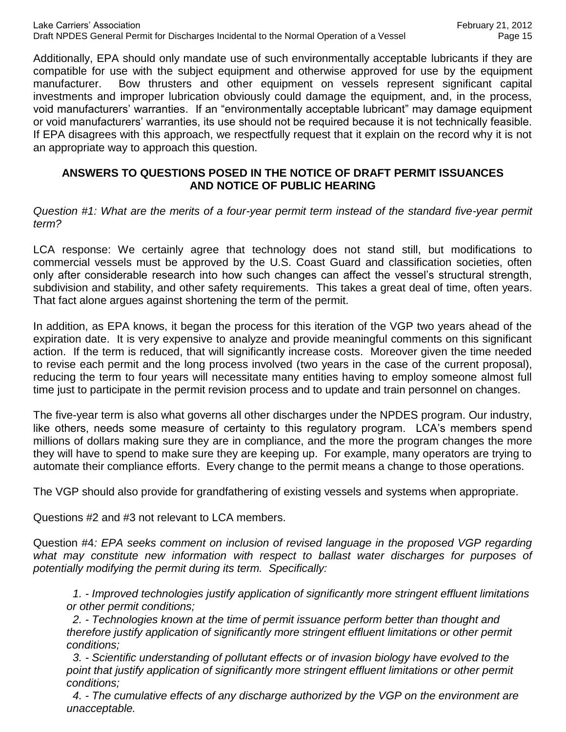Additionally, EPA should only mandate use of such environmentally acceptable lubricants if they are compatible for use with the subject equipment and otherwise approved for use by the equipment manufacturer. Bow thrusters and other equipment on vessels represent significant capital investments and improper lubrication obviously could damage the equipment, and, in the process, void manufacturers' warranties. If an "environmentally acceptable lubricant" may damage equipment or void manufacturers' warranties, its use should not be required because it is not technically feasible. If EPA disagrees with this approach, we respectfully request that it explain on the record why it is not an appropriate way to approach this question.

## ANSWERS TO QUESTIONS POSED IN THE NOTICE OF DRAFT PERMIT ISSUANCES AND NOTICE OF PUBLIC HEARING

*Question #1: What are the merits of a four-year permit term instead of the standard five-year permit term?*

LCA response: We certainly agree that technology does not stand still, but modifications to commercial vessels must be approved by the U.S. Coast Guard and classification societies, often only after considerable research into how such changes can affect the vessel's structural strength, subdivision and stability, and other safety requirements. This takes a great deal of time, often years. That fact alone argues against shortening the term of the permit.

In addition, as EPA knows, it began the process for this iteration of the VGP two years ahead of the expiration date. It is very expensive to analyze and provide meaningful comments on this significant action. If the term is reduced, that will significantly increase costs. Moreover given the time needed to revise each permit and the long process involved (two years in the case of the current proposal), reducing the term to four years will necessitate many entities having to employ someone almost full time just to participate in the permit revision process and to update and train personnel on changes.

The five-year term is also what governs all other discharges under the NPDES program. Our industry, like others, needs some measure of certainty to this regulatory program. LCA's members spend millions of dollars making sure they are in compliance, and the more the program changes the more they will have to spend to make sure they are keeping up. For example, many operators are trying to automate their compliance efforts. Every change to the permit means a change to those operations.

The VGP should also provide for grandfathering of existing vessels and systems when appropriate.

Questions #2 and #3 not relevant to LCA members.

Question #4*: EPA seeks comment on inclusion of revised language in the proposed VGP regarding what may constitute new information with respect to ballast water discharges for purposes of potentially modifying the permit during its term. Specifically:*

*1. - Improved technologies justify application of significantly more stringent effluent limitations or other permit conditions;*

*2. - Technologies known at the time of permit issuance perform better than thought and therefore justify application of significantly more stringent effluent limitations or other permit conditions;*

*3. - Scientific understanding of pollutant effects or of invasion biology have evolved to the point that justify application of significantly more stringent effluent limitations or other permit conditions;*

*4. - The cumulative effects of any discharge authorized by the VGP on the environment are unacceptable.*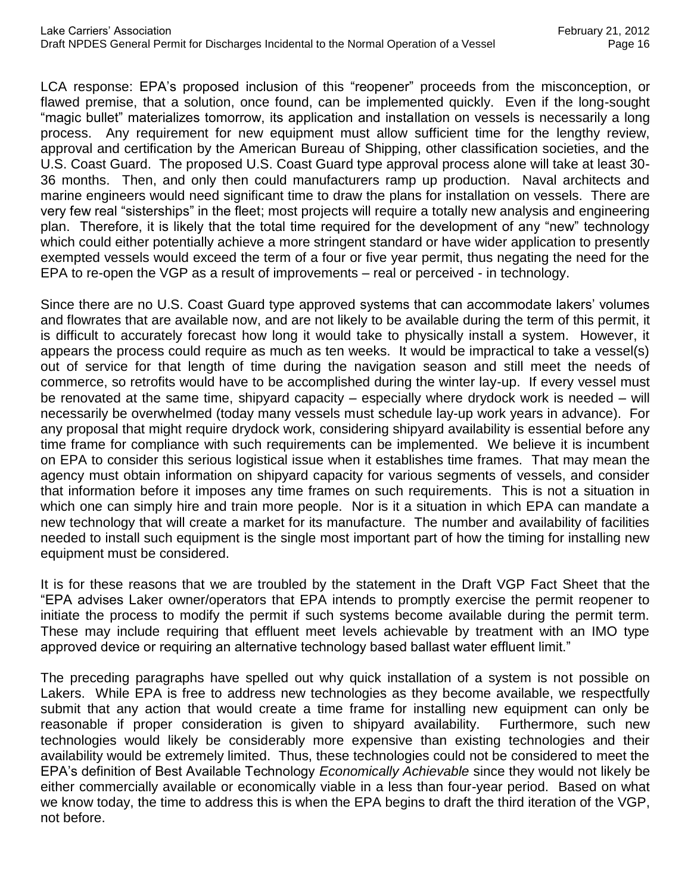LCA response: EPA's proposed inclusion of this "reopener" proceeds from the misconception, or flawed premise, that a solution, once found, can be implemented quickly. Even if the long-sought "magic bullet" materializes tomorrow, its application and installation on vessels is necessarily a long process. Any requirement for new equipment must allow sufficient time for the lengthy review, approval and certification by the American Bureau of Shipping, other classification societies, and the U.S. Coast Guard. The proposed U.S. Coast Guard type approval process alone will take at least 30-36 months. Then, and only then could manufacturers ramp up production. Naval architects and marine engineers would need significant time to draw the plans for installation on vessels. There are very few real "sisterships" in the fleet; most projects will require a totally new analysis and engineering plan. Therefore, it is likely that the total time required for the development of any "new" technology which could either potentially achieve a more stringent standard or have wider application to presently exempted vessels would exceed the term of a four or five year permit, thus negating the need for the EPA to re-open the VGP as a result of improvements – real or perceived - in technology.

Since there are no U.S. Coast Guard type approved systems that can accommodate lakers' volumes and flowrates that are available now, and are not likely to be available during the term of this permit, it is difficult to accurately forecast how long it would take to physically install a system. However, it appears the process could require as much as ten weeks. It would be impractical to take a vessel(s) out of service for that length of time during the navigation season and still meet the needs of commerce, so retrofits would have to be accomplished during the winter lay-up. If every vessel must be renovated at the same time, shipyard capacity – especially where drydock work is needed – will necessarily be overwhelmed (today many vessels must schedule lay-up work years in advance). For any proposal that might require drydock work, considering shipyard availability is essential before any time frame for compliance with such requirements can be implemented. We believe it is incumbent on EPA to consider this serious logistical issue when it establishes time frames. That may mean the agency must obtain information on shipyard capacity for various segments of vessels, and consider that information before it imposes any time frames on such requirements. This is not a situation in which one can simply hire and train more people. Nor is it a situation in which EPA can mandate a new technology that will create a market for its manufacture. The number and availability of facilities needed to install such equipment is the single most important part of how the timing for installing new equipment must be considered.

It is for these reasons that we are troubled by the statement in the Draft VGP Fact Sheet that the "EPA advises Laker owner/operators that EPA intends to promptly exercise the permit reopener to initiate the process to modify the permit if such systems become available during the permit term. These may include requiring that effluent meet levels achievable by treatment with an IMO type approved device or requiring an alternative technology based ballast water effluent limit."

The preceding paragraphs have spelled out why quick installation of a system is not possible on Lakers. While EPA is free to address new technologies as they become available, we respectfully submit that any action that would create a time frame for installing new equipment can only be reasonable if proper consideration is given to shipyard availability. Furthermore, such new technologies would likely be considerably more expensive than existing technologies and their availability would be extremely limited. Thus, these technologies could not be considered to meet the EPA's definition of Best Available Technology *Economically Achievable* since they would not likely be either commercially available or economically viable in a less than four-year period. Based on what we know today, the time to address this is when the EPA begins to draft the third iteration of the VGP, not before.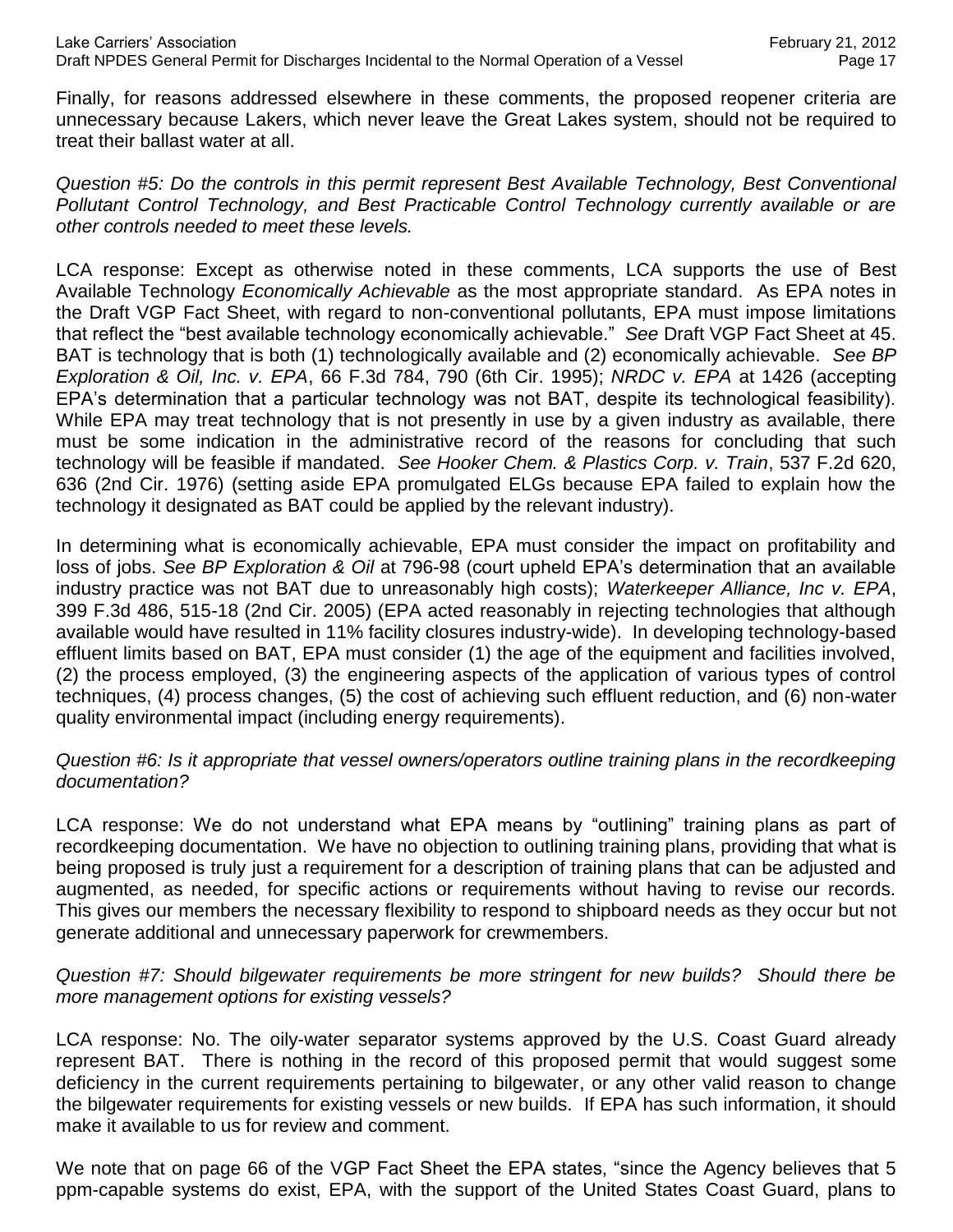Finally, for reasons addressed elsewhere in these comments, the proposed reopener criteria are unnecessary because Lakers, which never leave the Great Lakes system, should not be required to treat their ballast water at all.

*Question #5: Do the controls in this permit represent Best Available Technology, Best Conventional Pollutant Control Technology, and Best Practicable Control Technology currently available or are other controls needed to meet these levels.*

LCA response: Except as otherwise noted in these comments, LCA supports the use of Best Available Technology *Economically Achievable* as the most appropriate standard. As EPA notes in the Draft VGP Fact Sheet, with regard to non-conventional pollutants, EPA must impose limitations that reflect the "best available technology economically achievable." *See* Draft VGP Fact Sheet at 45. BAT is technology that is both (1) technologically available and (2) economically achievable. *See BP Exploration & Oil, Inc. v. EPA*, 66 F.3d 784, 790 (6th Cir. 1995); *NRDC v. EPA* at 1426 (accepting EPA's determination that a particular technology was not BAT, despite its technological feasibility). While EPA may treat technology that is not presently in use by a given industry as available, there must be some indication in the administrative record of the reasons for concluding that such technology will be feasible if mandated. *See Hooker Chem. & Plastics Corp. v. Train*, 537 F.2d 620, 636 (2nd Cir. 1976) (setting aside EPA promulgated ELGs because EPA failed to explain how the technology it designated as BAT could be applied by the relevant industry).

In determining what is economically achievable, EPA must consider the impact on profitability and loss of jobs. *See BP Exploration & Oil* at 796-98 (court upheld EPA's determination that an available industry practice was not BAT due to unreasonably high costs); *Waterkeeper Alliance, Inc v. EPA*, 399 F.3d 486, 515-18 (2nd Cir. 2005) (EPA acted reasonably in rejecting technologies that although available would have resulted in 11% facility closures industry-wide). In developing technology-based effluent limits based on BAT, EPA must consider (1) the age of the equipment and facilities involved, (2) the process employed, (3) the engineering aspects of the application of various types of control techniques, (4) process changes, (5) the cost of achieving such effluent reduction, and (6) non-water quality environmental impact (including energy requirements).

*Question #6: Is it appropriate that vessel owners/operators outline training plans in the recordkeeping documentation?*

LCA response: We do not understand what EPA means by "outlining" training plans as part of recordkeeping documentation. We have no objection to outlining training plans, providing that what is being proposed is truly just a requirement for a description of training plans that can be adjusted and augmented, as needed, for specific actions or requirements without having to revise our records. This gives our members the necessary flexibility to respond to shipboard needs as they occur but not generate additional and unnecessary paperwork for crewmembers.

*Question #7: Should bilgewater requirements be more stringent for new builds? Should there be more management options for existing vessels?*

LCA response: No. The oily-water separator systems approved by the U.S. Coast Guard already represent BAT. There is nothing in the record of this proposed permit that would suggest some deficiency in the current requirements pertaining to bilgewater, or any other valid reason to change the bilgewater requirements for existing vessels or new builds. If EPA has such information, it should make it available to us for review and comment.

We note that on page 66 of the VGP Fact Sheet the EPA states, "since the Agency believes that 5 ppm-capable systems do exist, EPA, with the support of the United States Coast Guard, plans to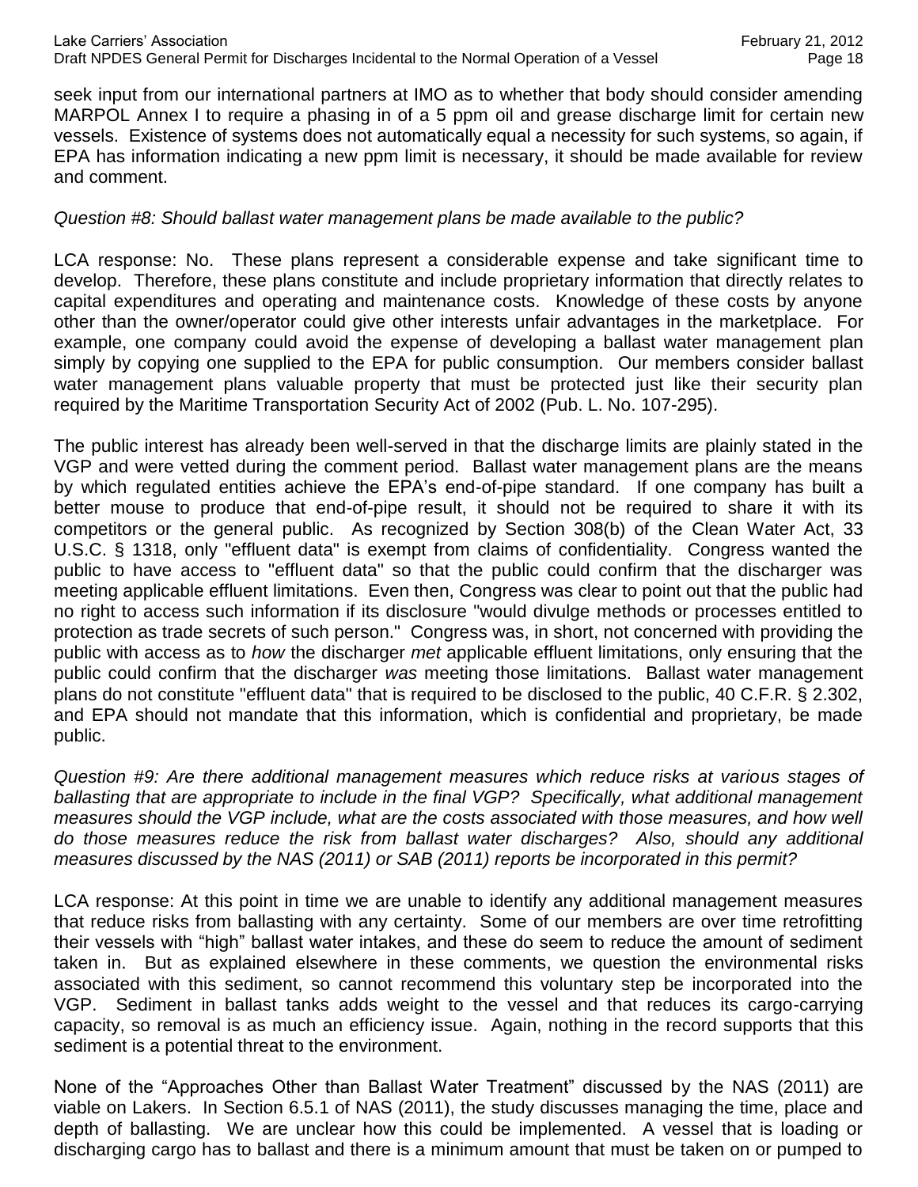seek input from our international partners at IMO as to whether that body should consider amending MARPOL Annex I to require a phasing in of a 5 ppm oil and grease discharge limit for certain new vessels. Existence of systems does not automatically equal a necessity for such systems, so again, if EPA has information indicating a new ppm limit is necessary, it should be made available for review and comment.

*Question #8: Should ballast water management plans be made available to the public?*

LCA response: No. These plans represent a considerable expense and take significant time to develop. Therefore, these plans constitute and include proprietary information that directly relates to capital expenditures and operating and maintenance costs. Knowledge of these costs by anyone other than the owner/operator could give other interests unfair advantages in the marketplace. For example, one company could avoid the expense of developing a ballast water management plan simply by copying one supplied to the EPA for public consumption. Our members consider ballast water management plans valuable property that must be protected just like their security plan required by the Maritime Transportation Security Act of 2002 (Pub. L. No. 107-295).

The public interest has already been well-served in that the discharge limits are plainly stated in the VGP and were vetted during the comment period. Ballast water management plans are the means by which regulated entities achieve the EPA's end-of-pipe standard. If one company has built a better mouse to produce that end-of-pipe result, it should not be required to share it with its competitors or the general public. As recognized by Section 308(b) of the Clean Water Act, 33 U.S.C. § 1318, only "effluent data" is exempt from claims of confidentiality. Congress wanted the public to have access to "effluent data" so that the public could confirm that the discharger was meeting applicable effluent limitations. Even then, Congress was clear to point out that the public had no right to access such information if its disclosure "would divulge methods or processes entitled to protection as trade secrets of such person." Congress was, in short, not concerned with providing the public with access as to *how* the discharger *met* applicable effluent limitations, only ensuring that the public could confirm that the discharger *was* meeting those limitations. Ballast water management plans do not constitute "effluent data" that is required to be disclosed to the public, 40 C.F.R. § 2.302, and EPA should not mandate that this information, which is confidential and proprietary, be made public.

*Question #9: Are there additional management measures which reduce risks at various stages of ballasting that are appropriate to include in the final VGP? Specifically, what additional management measures should the VGP include, what are the costs associated with those measures, and how well do those measures reduce the risk from ballast water discharges? Also, should any additional measures discussed by the NAS (2011) or SAB (2011) reports be incorporated in this permit?*

LCA response: At this point in time we are unable to identify any additional management measures that reduce risks from ballasting with any certainty. Some of our members are over time retrofitting their vessels with "high" ballast water intakes, and these do seem to reduce the amount of sediment taken in. But as explained elsewhere in these comments, we question the environmental risks associated with this sediment, so cannot recommend this voluntary step be incorporated into the VGP. Sediment in ballast tanks adds weight to the vessel and that reduces its cargo-carrying capacity, so removal is as much an efficiency issue. Again, nothing in the record supports that this sediment is a potential threat to the environment.

None of the "Approaches Other than Ballast Water Treatment" discussed by the NAS (2011) are viable on Lakers. In Section 6.5.1 of NAS (2011), the study discusses managing the time, place and depth of ballasting. We are unclear how this could be implemented. A vessel that is loading or discharging cargo has to ballast and there is a minimum amount that must be taken on or pumped to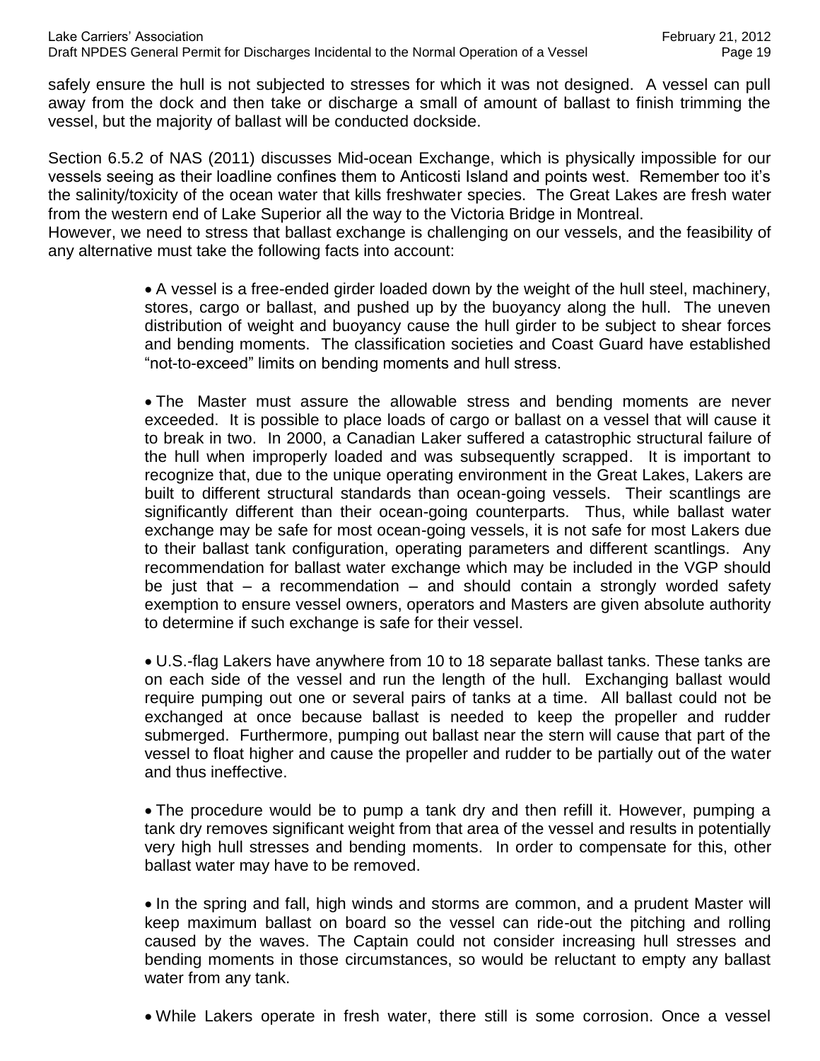safely ensure the hull is not subjected to stresses for which it was not designed. A vessel can pull away from the dock and then take or discharge a small of amount of ballast to finish trimming the vessel, but the majority of ballast will be conducted dockside.

Section 6.5.2 of NAS (2011) discusses Mid-ocean Exchange, which is physically impossible for our vessels seeing as their loadline confines them to Anticosti Island and points west. Remember too it's the salinity/toxicity of the ocean water that kills freshwater species. The Great Lakes are fresh water from the western end of Lake Superior all the way to the Victoria Bridge in Montreal.
However, we need to stress that ballast exchange is challenging on our vessels, and the feasibility of any alternative must take the following facts into account:

- A vessel is a free-ended girder loaded down by the weight of the hull steel, machinery, stores, cargo or ballast, and pushed up by the buoyancy along the hull. The uneven distribution of weight and buoyancy cause the hull girder to be subject to shear forces and bending moments. The classification societies and Coast Guard have established "not-to-exceed" limits on bending moments and hull stress.

- The Master must assure the allowable stress and bending moments are never exceeded. It is possible to place loads of cargo or ballast on a vessel that will cause it to break in two. In 2000, a Canadian Laker suffered a catastrophic structural failure of the hull when improperly loaded and was subsequently scrapped. It is important to recognize that, due to the unique operating environment in the Great Lakes, Lakers are built to different structural standards than ocean-going vessels. Their scantlings are significantly different than their ocean-going counterparts. Thus, while ballast water exchange may be safe for most ocean-going vessels, it is not safe for most Lakers due to their ballast tank configuration, operating parameters and different scantlings. Any recommendation for ballast water exchange which may be included in the VGP should be just that – a recommendation – and should contain a strongly worded safety exemption to ensure vessel owners, operators and Masters are given absolute authority to determine if such exchange is safe for their vessel.

- U.S.-flag Lakers have anywhere from 10 to 18 separate ballast tanks. These tanks are on each side of the vessel and run the length of the hull. Exchanging ballast would require pumping out one or several pairs of tanks at a time. All ballast could not be exchanged at once because ballast is needed to keep the propeller and rudder submerged. Furthermore, pumping out ballast near the stern will cause that part of the vessel to float higher and cause the propeller and rudder to be partially out of the water and thus ineffective.

- The procedure would be to pump a tank dry and then refill it. However, pumping a tank dry removes significant weight from that area of the vessel and results in potentially very high hull stresses and bending moments. In order to compensate for this, other ballast water may have to be removed.

- In the spring and fall, high winds and storms are common, and a prudent Master will keep maximum ballast on board so the vessel can ride-out the pitching and rolling caused by the waves. The Captain could not consider increasing hull stresses and bending moments in those circumstances, so would be reluctant to empty any ballast water from any tank.

- While Lakers operate in fresh water, there still is some corrosion. Once a vessel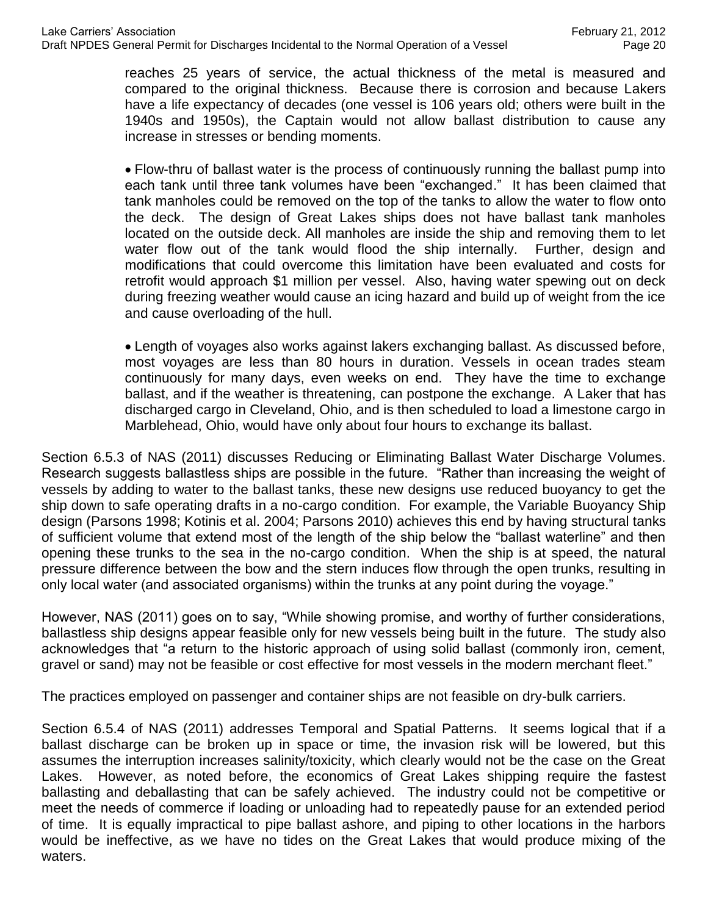reaches 25 years of service, the actual thickness of the metal is measured and compared to the original thickness. Because there is corrosion and because Lakers have a life expectancy of decades (one vessel is 106 years old; others were built in the 1940s and 1950s), the Captain would not allow ballast distribution to cause any increase in stresses or bending moments.

- Flow-thru of ballast water is the process of continuously running the ballast pump into each tank until three tank volumes have been "exchanged." It has been claimed that tank manholes could be removed on the top of the tanks to allow the water to flow onto the deck. The design of Great Lakes ships does not have ballast tank manholes located on the outside deck. All manholes are inside the ship and removing them to let water flow out of the tank would flood the ship internally. Further, design and modifications that could overcome this limitation have been evaluated and costs for retrofit would approach $1 million per vessel. Also, having water spewing out on deck during freezing weather would cause an icing hazard and build up of weight from the ice and cause overloading of the hull.

- Length of voyages also works against lakers exchanging ballast. As discussed before, most voyages are less than 80 hours in duration. Vessels in ocean trades steam continuously for many days, even weeks on end. They have the time to exchange ballast, and if the weather is threatening, can postpone the exchange. A Laker that has discharged cargo in Cleveland, Ohio, and is then scheduled to load a limestone cargo in Marblehead, Ohio, would have only about four hours to exchange its ballast.

Section 6.5.3 of NAS (2011) discusses Reducing or Eliminating Ballast Water Discharge Volumes. Research suggests ballastless ships are possible in the future. "Rather than increasing the weight of vessels by adding to water to the ballast tanks, these new designs use reduced buoyancy to get the ship down to safe operating drafts in a no-cargo condition. For example, the Variable Buoyancy Ship design (Parsons 1998; Kotinis et al. 2004; Parsons 2010) achieves this end by having structural tanks of sufficient volume that extend most of the length of the ship below the "ballast waterline" and then opening these trunks to the sea in the no-cargo condition. When the ship is at speed, the natural pressure difference between the bow and the stern induces flow through the open trunks, resulting in only local water (and associated organisms) within the trunks at any point during the voyage."

However, NAS (2011) goes on to say, "While showing promise, and worthy of further considerations, ballastless ship designs appear feasible only for new vessels being built in the future. The study also acknowledges that "a return to the historic approach of using solid ballast (commonly iron, cement, gravel or sand) may not be feasible or cost effective for most vessels in the modern merchant fleet."

The practices employed on passenger and container ships are not feasible on dry-bulk carriers.

Section 6.5.4 of NAS (2011) addresses Temporal and Spatial Patterns. It seems logical that if a ballast discharge can be broken up in space or time, the invasion risk will be lowered, but this assumes the interruption increases salinity/toxicity, which clearly would not be the case on the Great Lakes. However, as noted before, the economics of Great Lakes shipping require the fastest ballasting and deballasting that can be safely achieved. The industry could not be competitive or meet the needs of commerce if loading or unloading had to repeatedly pause for an extended period of time. It is equally impractical to pipe ballast ashore, and piping to other locations in the harbors would be ineffective, as we have no tides on the Great Lakes that would produce mixing of the waters.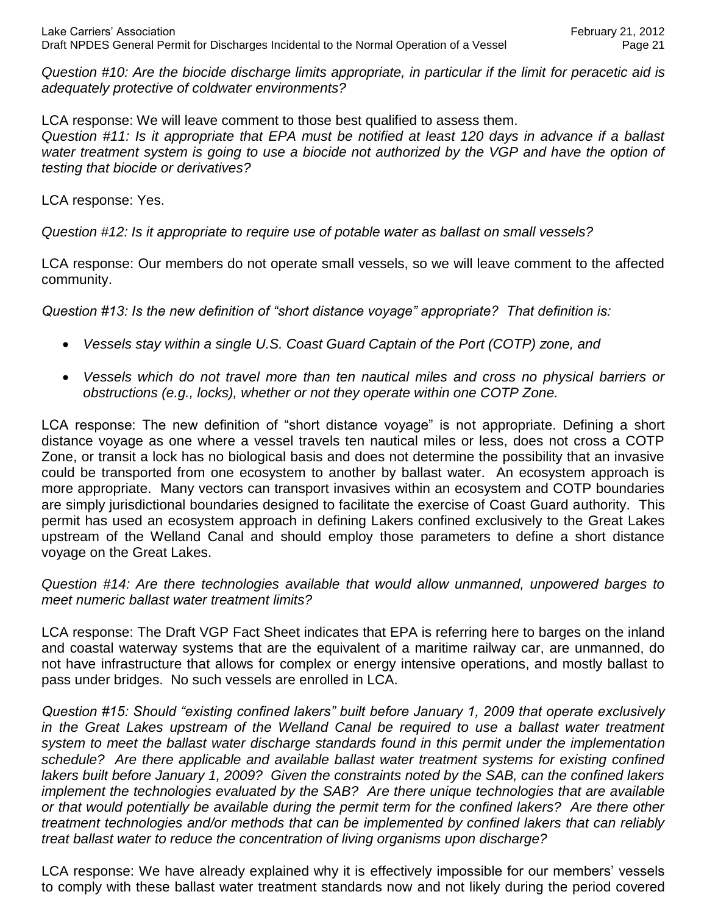*Question #10: Are the biocide discharge limits appropriate, in particular if the limit for peracetic aid is adequately protective of coldwater environments?*

LCA response: We will leave comment to those best qualified to assess them.

*Question #11: Is it appropriate that EPA must be notified at least 120 days in advance if a ballast water treatment system is going to use a biocide not authorized by the VGP and have the option of testing that biocide or derivatives?*

LCA response: Yes.

*Question #12: Is it appropriate to require use of potable water as ballast on small vessels?*

LCA response: Our members do not operate small vessels, so we will leave comment to the affected community.

*Question #13: Is the new definition of "short distance voyage" appropriate? That definition is:*

- *Vessels stay within a single U.S. Coast Guard Captain of the Port (COTP) zone, and*
- *Vessels which do not travel more than ten nautical miles and cross no physical barriers or obstructions (e.g., locks), whether or not they operate within one COTP Zone.*

LCA response: The new definition of "short distance voyage" is not appropriate. Defining a short distance voyage as one where a vessel travels ten nautical miles or less, does not cross a COTP Zone, or transit a lock has no biological basis and does not determine the possibility that an invasive could be transported from one ecosystem to another by ballast water. An ecosystem approach is more appropriate. Many vectors can transport invasives within an ecosystem and COTP boundaries are simply jurisdictional boundaries designed to facilitate the exercise of Coast Guard authority. This permit has used an ecosystem approach in defining Lakers confined exclusively to the Great Lakes upstream of the Welland Canal and should employ those parameters to define a short distance voyage on the Great Lakes.

*Question #14: Are there technologies available that would allow unmanned, unpowered barges to meet numeric ballast water treatment limits?*

LCA response: The Draft VGP Fact Sheet indicates that EPA is referring here to barges on the inland and coastal waterway systems that are the equivalent of a maritime railway car, are unmanned, do not have infrastructure that allows for complex or energy intensive operations, and mostly ballast to pass under bridges. No such vessels are enrolled in LCA.

*Question #15: Should "existing confined lakers" built before January 1, 2009 that operate exclusively in the Great Lakes upstream of the Welland Canal be required to use a ballast water treatment system to meet the ballast water discharge standards found in this permit under the implementation schedule? Are there applicable and available ballast water treatment systems for existing confined lakers built before January 1, 2009? Given the constraints noted by the SAB, can the confined lakers implement the technologies evaluated by the SAB? Are there unique technologies that are available or that would potentially be available during the permit term for the confined lakers? Are there other treatment technologies and/or methods that can be implemented by confined lakers that can reliably treat ballast water to reduce the concentration of living organisms upon discharge?*

LCA response: We have already explained why it is effectively impossible for our members' vessels to comply with these ballast water treatment standards now and not likely during the period covered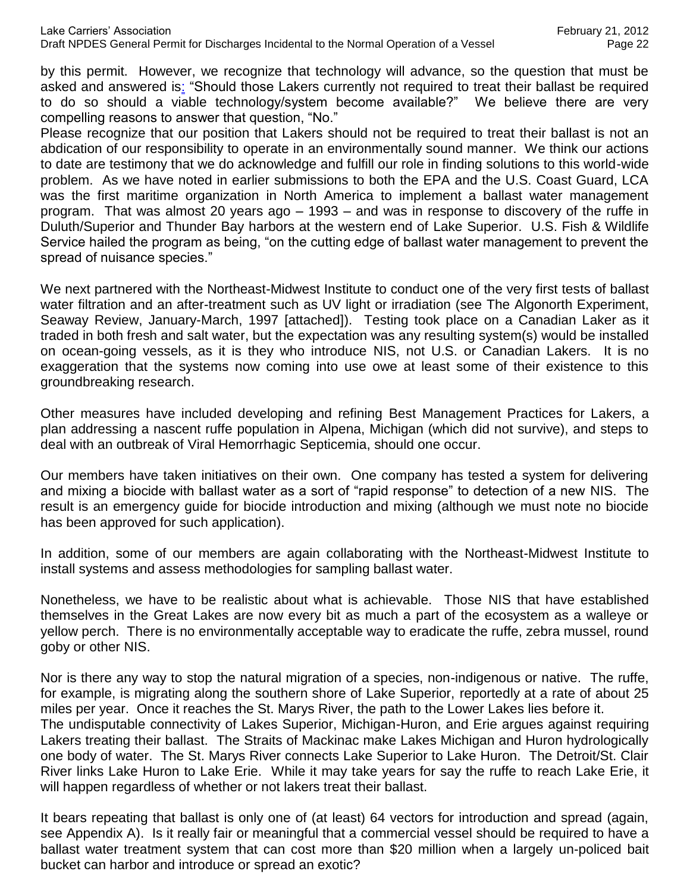by this permit. However, we recognize that technology will advance, so the question that must be asked and answered is: "Should those Lakers currently not required to treat their ballast be required to do so should a viable technology/system become available?" We believe there are very compelling reasons to answer that question, "No."

Please recognize that our position that Lakers should not be required to treat their ballast is not an abdication of our responsibility to operate in an environmentally sound manner. We think our actions to date are testimony that we do acknowledge and fulfill our role in finding solutions to this world-wide problem. As we have noted in earlier submissions to both the EPA and the U.S. Coast Guard, LCA was the first maritime organization in North America to implement a ballast water management program. That was almost 20 years ago – 1993 – and was in response to discovery of the ruffe in Duluth/Superior and Thunder Bay harbors at the western end of Lake Superior. U.S. Fish & Wildlife Service hailed the program as being, "on the cutting edge of ballast water management to prevent the spread of nuisance species."

We next partnered with the Northeast-Midwest Institute to conduct one of the very first tests of ballast water filtration and an after-treatment such as UV light or irradiation (see The Algonorth Experiment, Seaway Review, January-March, 1997 [attached]). Testing took place on a Canadian Laker as it traded in both fresh and salt water, but the expectation was any resulting system(s) would be installed on ocean-going vessels, as it is they who introduce NIS, not U.S. or Canadian Lakers. It is no exaggeration that the systems now coming into use owe at least some of their existence to this groundbreaking research.

Other measures have included developing and refining Best Management Practices for Lakers, a plan addressing a nascent ruffe population in Alpena, Michigan (which did not survive), and steps to deal with an outbreak of Viral Hemorrhagic Septicemia, should one occur.

Our members have taken initiatives on their own. One company has tested a system for delivering and mixing a biocide with ballast water as a sort of "rapid response" to detection of a new NIS. The result is an emergency guide for biocide introduction and mixing (although we must note no biocide has been approved for such application).

In addition, some of our members are again collaborating with the Northeast-Midwest Institute to install systems and assess methodologies for sampling ballast water.

Nonetheless, we have to be realistic about what is achievable. Those NIS that have established themselves in the Great Lakes are now every bit as much a part of the ecosystem as a walleye or yellow perch. There is no environmentally acceptable way to eradicate the ruffe, zebra mussel, round goby or other NIS.

Nor is there any way to stop the natural migration of a species, non-indigenous or native. The ruffe, for example, is migrating along the southern shore of Lake Superior, reportedly at a rate of about 25 miles per year. Once it reaches the St. Marys River, the path to the Lower Lakes lies before it.

The undisputable connectivity of Lakes Superior, Michigan-Huron, and Erie argues against requiring Lakers treating their ballast. The Straits of Mackinac make Lakes Michigan and Huron hydrologically one body of water. The St. Marys River connects Lake Superior to Lake Huron. The Detroit/St. Clair River links Lake Huron to Lake Erie. While it may take years for say the ruffe to reach Lake Erie, it will happen regardless of whether or not lakers treat their ballast.

It bears repeating that ballast is only one of (at least) 64 vectors for introduction and spread (again, see Appendix A). Is it really fair or meaningful that a commercial vessel should be required to have a ballast water treatment system that can cost more than $20 million when a largely un-policed bait bucket can harbor and introduce or spread an exotic?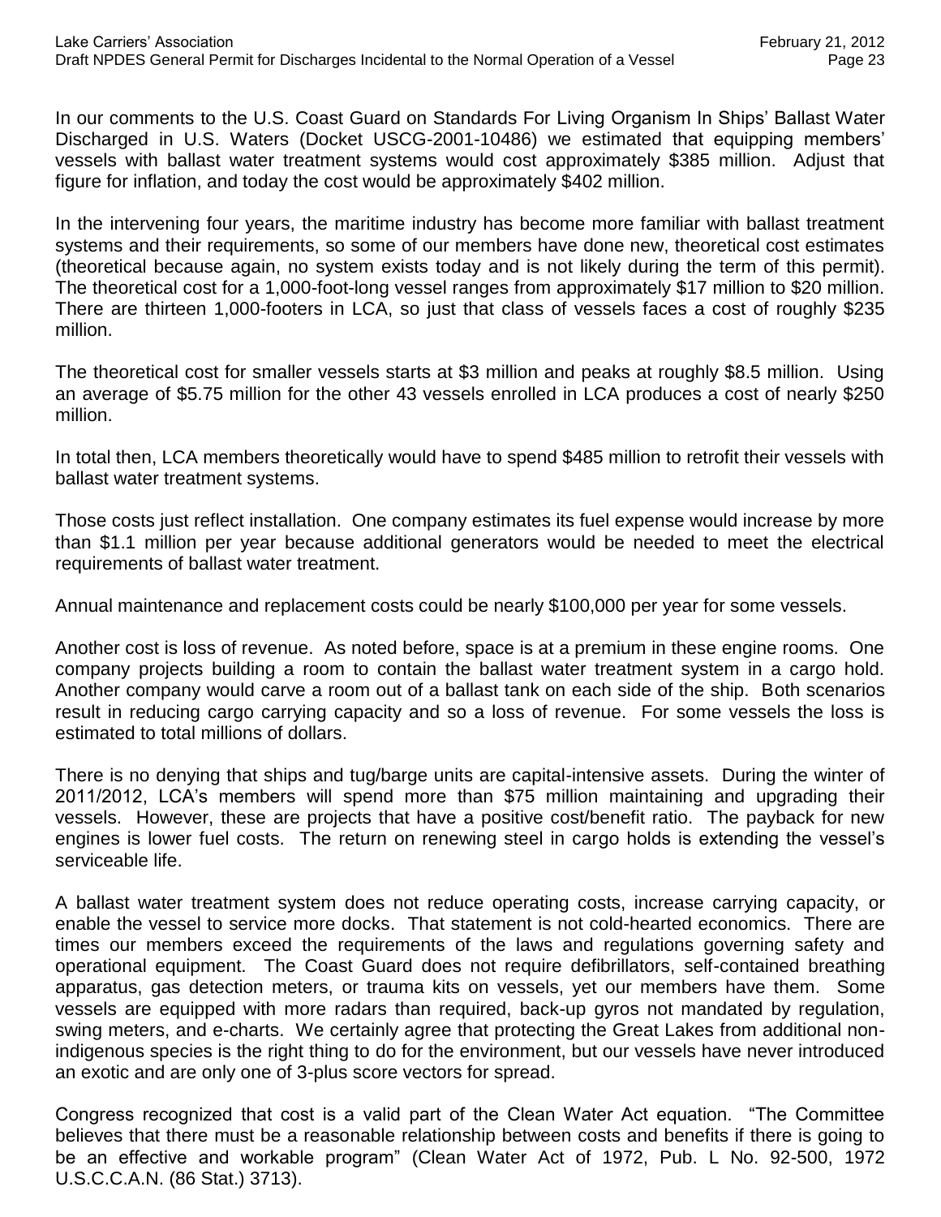In our comments to the U.S. Coast Guard on Standards For Living Organism In Ships' Ballast Water Discharged in U.S. Waters (Docket USCG-2001-10486) we estimated that equipping members' vessels with ballast water treatment systems would cost approximately $385 million. Adjust that figure for inflation, and today the cost would be approximately $402 million.

In the intervening four years, the maritime industry has become more familiar with ballast treatment systems and their requirements, so some of our members have done new, theoretical cost estimates (theoretical because again, no system exists today and is not likely during the term of this permit). The theoretical cost for a 1,000-foot-long vessel ranges from approximately $17 million to $20 million. There are thirteen 1,000-footers in LCA, so just that class of vessels faces a cost of roughly $235 million.

The theoretical cost for smaller vessels starts at $3 million and peaks at roughly $8.5 million. Using an average of $5.75 million for the other 43 vessels enrolled in LCA produces a cost of nearly $250 million.

In total then, LCA members theoretically would have to spend $485 million to retrofit their vessels with ballast water treatment systems.

Those costs just reflect installation. One company estimates its fuel expense would increase by more than $1.1 million per year because additional generators would be needed to meet the electrical requirements of ballast water treatment.

Annual maintenance and replacement costs could be nearly $100,000 per year for some vessels.

Another cost is loss of revenue. As noted before, space is at a premium in these engine rooms. One company projects building a room to contain the ballast water treatment system in a cargo hold. Another company would carve a room out of a ballast tank on each side of the ship. Both scenarios result in reducing cargo carrying capacity and so a loss of revenue. For some vessels the loss is estimated to total millions of dollars.

There is no denying that ships and tug/barge units are capital-intensive assets. During the winter of 2011/2012, LCA's members will spend more than $75 million maintaining and upgrading their vessels. However, these are projects that have a positive cost/benefit ratio. The payback for new engines is lower fuel costs. The return on renewing steel in cargo holds is extending the vessel's serviceable life.

A ballast water treatment system does not reduce operating costs, increase carrying capacity, or enable the vessel to service more docks. That statement is not cold-hearted economics. There are times our members exceed the requirements of the laws and regulations governing safety and operational equipment. The Coast Guard does not require defibrillators, self-contained breathing apparatus, gas detection meters, or trauma kits on vessels, yet our members have them. Some vessels are equipped with more radars than required, back-up gyros not mandated by regulation, swing meters, and e-charts. We certainly agree that protecting the Great Lakes from additional non-indigenous species is the right thing to do for the environment, but our vessels have never introduced an exotic and are only one of 3-plus score vectors for spread.

Congress recognized that cost is a valid part of the Clean Water Act equation. "The Committee believes that there must be a reasonable relationship between costs and benefits if there is going to be an effective and workable program" (Clean Water Act of 1972, Pub. L No. 92-500, 1972 U.S.C.C.A.N. (86 Stat.) 3713).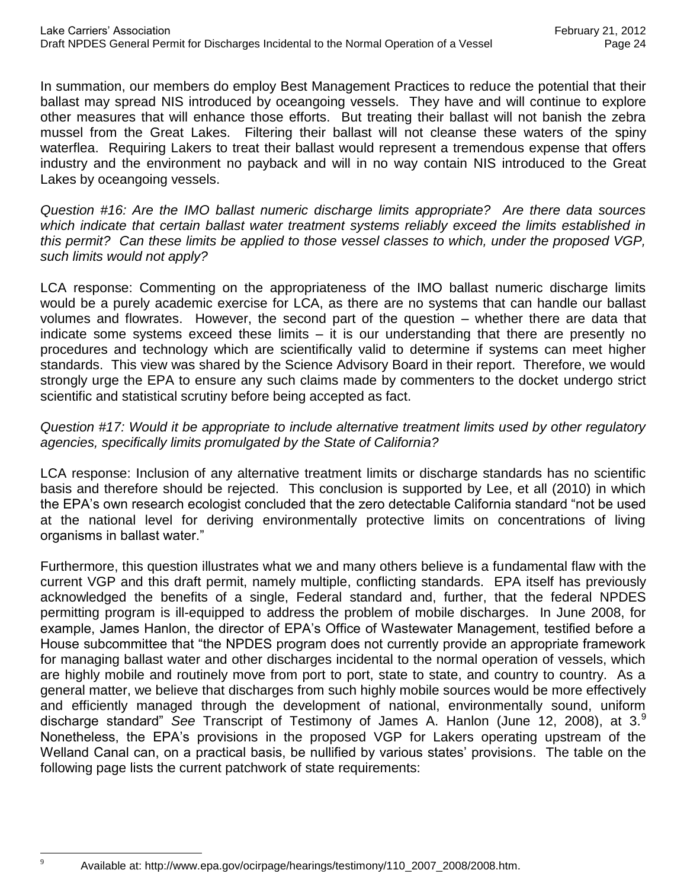In summation, our members do employ Best Management Practices to reduce the potential that their ballast may spread NIS introduced by oceangoing vessels. They have and will continue to explore other measures that will enhance those efforts. But treating their ballast will not banish the zebra mussel from the Great Lakes. Filtering their ballast will not cleanse these waters of the spiny waterflea. Requiring Lakers to treat their ballast would represent a tremendous expense that offers industry and the environment no payback and will in no way contain NIS introduced to the Great Lakes by oceangoing vessels.

*Question #16: Are the IMO ballast numeric discharge limits appropriate? Are there data sources which indicate that certain ballast water treatment systems reliably exceed the limits established in this permit? Can these limits be applied to those vessel classes to which, under the proposed VGP, such limits would not apply?*

LCA response: Commenting on the appropriateness of the IMO ballast numeric discharge limits would be a purely academic exercise for LCA, as there are no systems that can handle our ballast volumes and flowrates. However, the second part of the question – whether there are data that indicate some systems exceed these limits – it is our understanding that there are presently no procedures and technology which are scientifically valid to determine if systems can meet higher standards. This view was shared by the Science Advisory Board in their report. Therefore, we would strongly urge the EPA to ensure any such claims made by commenters to the docket undergo strict scientific and statistical scrutiny before being accepted as fact.

*Question #17: Would it be appropriate to include alternative treatment limits used by other regulatory agencies, specifically limits promulgated by the State of California?*

LCA response: Inclusion of any alternative treatment limits or discharge standards has no scientific basis and therefore should be rejected. This conclusion is supported by Lee, et all (2010) in which the EPA's own research ecologist concluded that the zero detectable California standard "not be used at the national level for deriving environmentally protective limits on concentrations of living organisms in ballast water."

Furthermore, this question illustrates what we and many others believe is a fundamental flaw with the current VGP and this draft permit, namely multiple, conflicting standards. EPA itself has previously acknowledged the benefits of a single, Federal standard and, further, that the federal NPDES permitting program is ill-equipped to address the problem of mobile discharges. In June 2008, for example, James Hanlon, the director of EPA's Office of Wastewater Management, testified before a House subcommittee that "the NPDES program does not currently provide an appropriate framework for managing ballast water and other discharges incidental to the normal operation of vessels, which are highly mobile and routinely move from port to port, state to state, and country to country. As a general matter, we believe that discharges from such highly mobile sources would be more effectively and efficiently managed through the development of national, environmentally sound, uniform discharge standard" *See* Transcript of Testimony of James A. Hanlon (June 12, 2008), at 3.[9] Nonetheless, the EPA's provisions in the proposed VGP for Lakers operating upstream of the Welland Canal can, on a practical basis, be nullified by various states' provisions. The table on the following page lists the current patchwork of state requirements:

[9] Available at: http://www.epa.gov/ocirpage/hearings/testimony/110_2007_2008/2008.htm.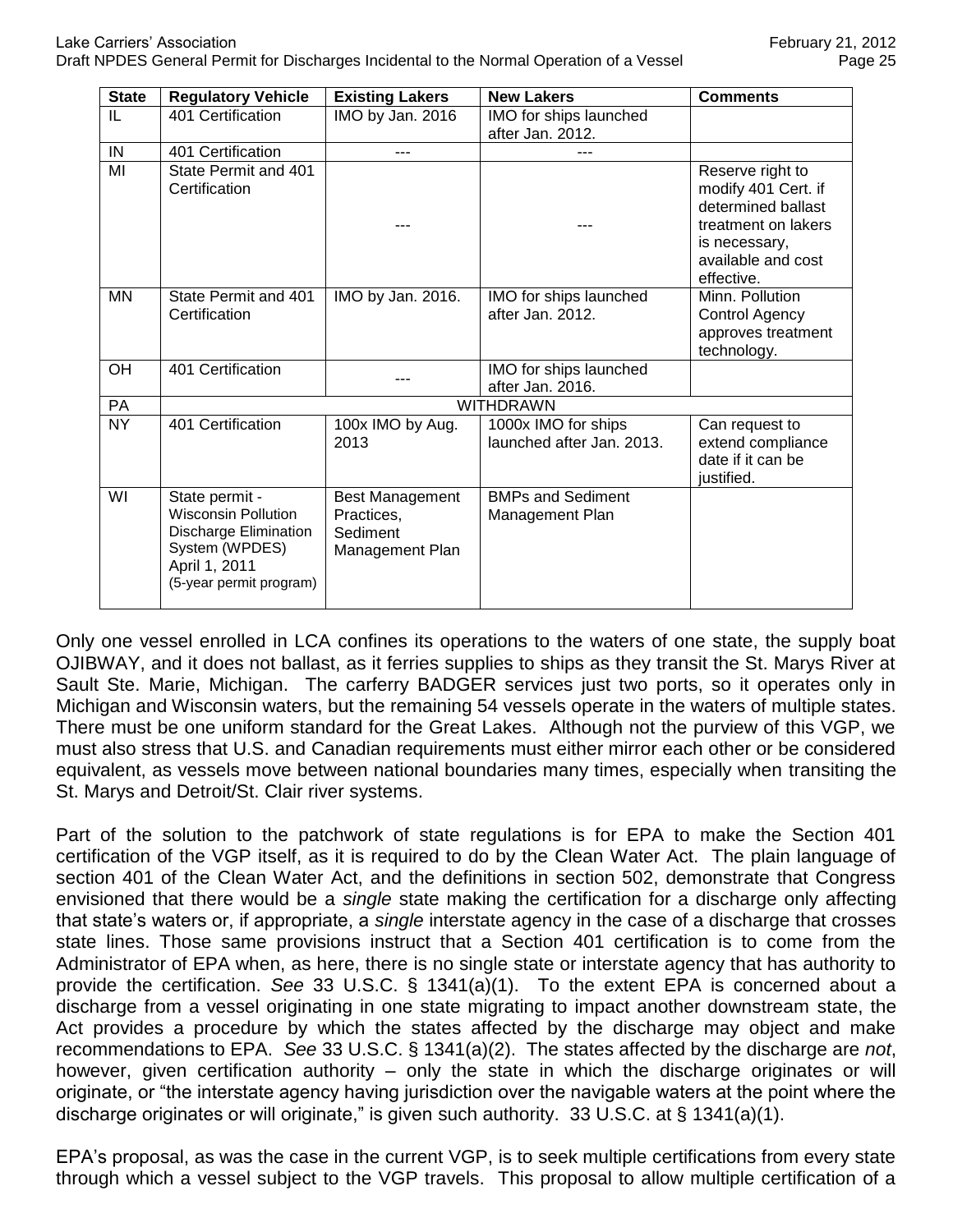| State | Regulatory Vehicle | Existing Lakers | New Lakers | Comments |
|---|---|---|---|---|
| IL | 401 Certification | IMO by Jan. 2016 | IMO for ships launched after Jan. 2012. | |
| IN | 401 Certification | --- | --- | |
| MI | State Permit and 401 Certification | --- | --- | Reserve right to modify 401 Cert. if determined ballast treatment on lakers is necessary, available and cost effective. |
| MN | State Permit and 401 Certification | IMO by Jan. 2016. | IMO for ships launched after Jan. 2012. | Minn. Pollution Control Agency approves treatment technology. |
| OH | 401 Certification | --- | IMO for ships launched after Jan. 2016. | |
| PA | WITHDRAWN | | | |
| NY | 401 Certification | 100x IMO by Aug. 2013 | 1000x IMO for ships launched after Jan. 2013. | Can request to extend compliance date if it can be justified. |
| WI | State permit - Wisconsin Pollution Discharge Elimination System (WPDES) April 1, 2011 (5-year permit program) | Best Management Practices, Sediment Management Plan | BMPs and Sediment Management Plan | |

Only one vessel enrolled in LCA confines its operations to the waters of one state, the supply boat OJIBWAY, and it does not ballast, as it ferries supplies to ships as they transit the St. Marys River at Sault Ste. Marie, Michigan. The carferry BADGER services just two ports, so it operates only in Michigan and Wisconsin waters, but the remaining 54 vessels operate in the waters of multiple states. There must be one uniform standard for the Great Lakes. Although not the purview of this VGP, we must also stress that U.S. and Canadian requirements must either mirror each other or be considered equivalent, as vessels move between national boundaries many times, especially when transiting the St. Marys and Detroit/St. Clair river systems.

Part of the solution to the patchwork of state regulations is for EPA to make the Section 401 certification of the VGP itself, as it is required to do by the Clean Water Act. The plain language of section 401 of the Clean Water Act, and the definitions in section 502, demonstrate that Congress envisioned that there would be a *single* state making the certification for a discharge only affecting that state's waters or, if appropriate, a *single* interstate agency in the case of a discharge that crosses state lines. Those same provisions instruct that a Section 401 certification is to come from the Administrator of EPA when, as here, there is no single state or interstate agency that has authority to provide the certification. *See* 33 U.S.C. § 1341(a)(1). To the extent EPA is concerned about a discharge from a vessel originating in one state migrating to impact another downstream state, the Act provides a procedure by which the states affected by the discharge may object and make recommendations to EPA. *See* 33 U.S.C. § 1341(a)(2). The states affected by the discharge are *not*, however, given certification authority – only the state in which the discharge originates or will originate, or "the interstate agency having jurisdiction over the navigable waters at the point where the discharge originates or will originate," is given such authority. 33 U.S.C. at § 1341(a)(1).

EPA's proposal, as was the case in the current VGP, is to seek multiple certifications from every state through which a vessel subject to the VGP travels. This proposal to allow multiple certification of a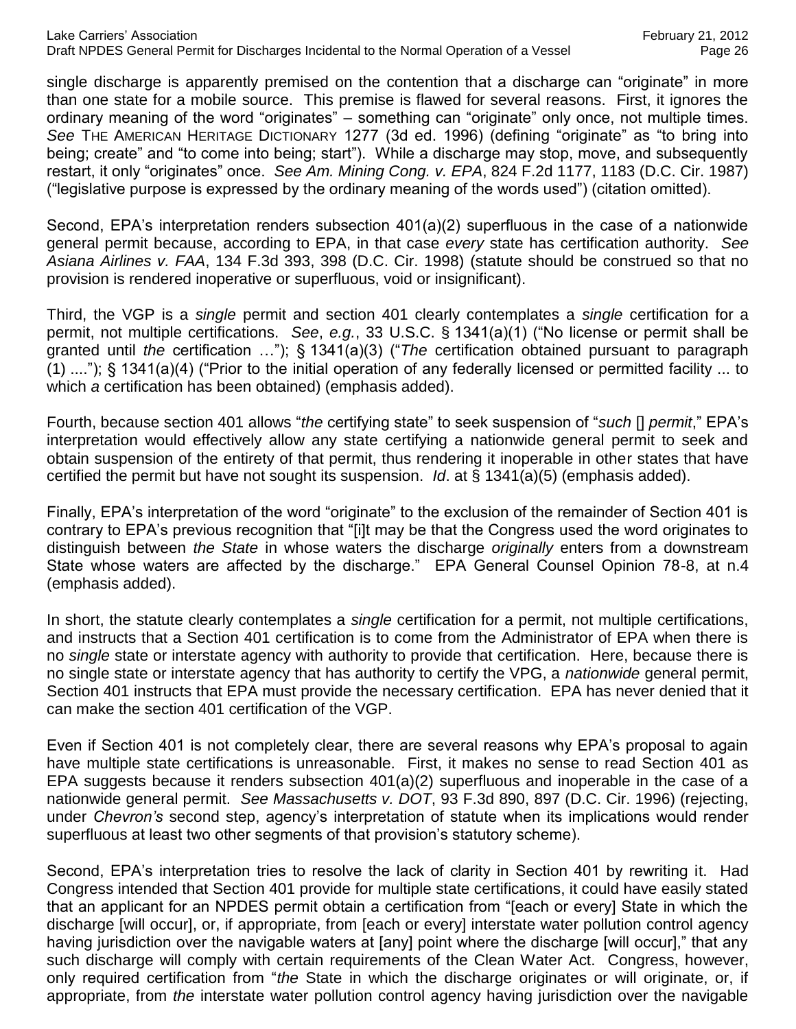single discharge is apparently premised on the contention that a discharge can "originate" in more than one state for a mobile source. This premise is flawed for several reasons. First, it ignores the ordinary meaning of the word "originates" – something can "originate" only once, not multiple times. *See* THE AMERICAN HERITAGE DICTIONARY 1277 (3d ed. 1996) (defining "originate" as "to bring into being; create" and "to come into being; start"). While a discharge may stop, move, and subsequently restart, it only "originates" once. *See Am. Mining Cong. v. EPA*, 824 F.2d 1177, 1183 (D.C. Cir. 1987) ("legislative purpose is expressed by the ordinary meaning of the words used") (citation omitted).

Second, EPA's interpretation renders subsection 401(a)(2) superfluous in the case of a nationwide general permit because, according to EPA, in that case *every* state has certification authority. *See Asiana Airlines v. FAA*, 134 F.3d 393, 398 (D.C. Cir. 1998) (statute should be construed so that no provision is rendered inoperative or superfluous, void or insignificant).

Third, the VGP is a *single* permit and section 401 clearly contemplates a *single* certification for a permit, not multiple certifications. *See*, *e.g.*, 33 U.S.C. § 1341(a)(1) ("No license or permit shall be granted until *the* certification …"); § 1341(a)(3) ("*The* certification obtained pursuant to paragraph (1) ...."); § 1341(a)(4) ("Prior to the initial operation of any federally licensed or permitted facility ... to which *a* certification has been obtained) (emphasis added).

Fourth, because section 401 allows "*the* certifying state" to seek suspension of "*such* [] *permit*," EPA's interpretation would effectively allow any state certifying a nationwide general permit to seek and obtain suspension of the entirety of that permit, thus rendering it inoperable in other states that have certified the permit but have not sought its suspension. *Id*. at § 1341(a)(5) (emphasis added).

Finally, EPA's interpretation of the word "originate" to the exclusion of the remainder of Section 401 is contrary to EPA's previous recognition that "[i]t may be that the Congress used the word originates to distinguish between *the State* in whose waters the discharge *originally* enters from a downstream State whose waters are affected by the discharge." EPA General Counsel Opinion 78-8, at n.4 (emphasis added).

In short, the statute clearly contemplates a *single* certification for a permit, not multiple certifications, and instructs that a Section 401 certification is to come from the Administrator of EPA when there is no *single* state or interstate agency with authority to provide that certification. Here, because there is no single state or interstate agency that has authority to certify the VPG, a *nationwide* general permit, Section 401 instructs that EPA must provide the necessary certification. EPA has never denied that it can make the section 401 certification of the VGP.

Even if Section 401 is not completely clear, there are several reasons why EPA's proposal to again have multiple state certifications is unreasonable. First, it makes no sense to read Section 401 as EPA suggests because it renders subsection 401(a)(2) superfluous and inoperable in the case of a nationwide general permit. *See Massachusetts v. DOT*, 93 F.3d 890, 897 (D.C. Cir. 1996) (rejecting, under *Chevron's* second step, agency's interpretation of statute when its implications would render superfluous at least two other segments of that provision's statutory scheme).

Second, EPA's interpretation tries to resolve the lack of clarity in Section 401 by rewriting it. Had Congress intended that Section 401 provide for multiple state certifications, it could have easily stated that an applicant for an NPDES permit obtain a certification from "[each or every] State in which the discharge [will occur], or, if appropriate, from [each or every] interstate water pollution control agency having jurisdiction over the navigable waters at [any] point where the discharge [will occur]," that any such discharge will comply with certain requirements of the Clean Water Act. Congress, however, only required certification from "*the* State in which the discharge originates or will originate, or, if appropriate, from *the* interstate water pollution control agency having jurisdiction over the navigable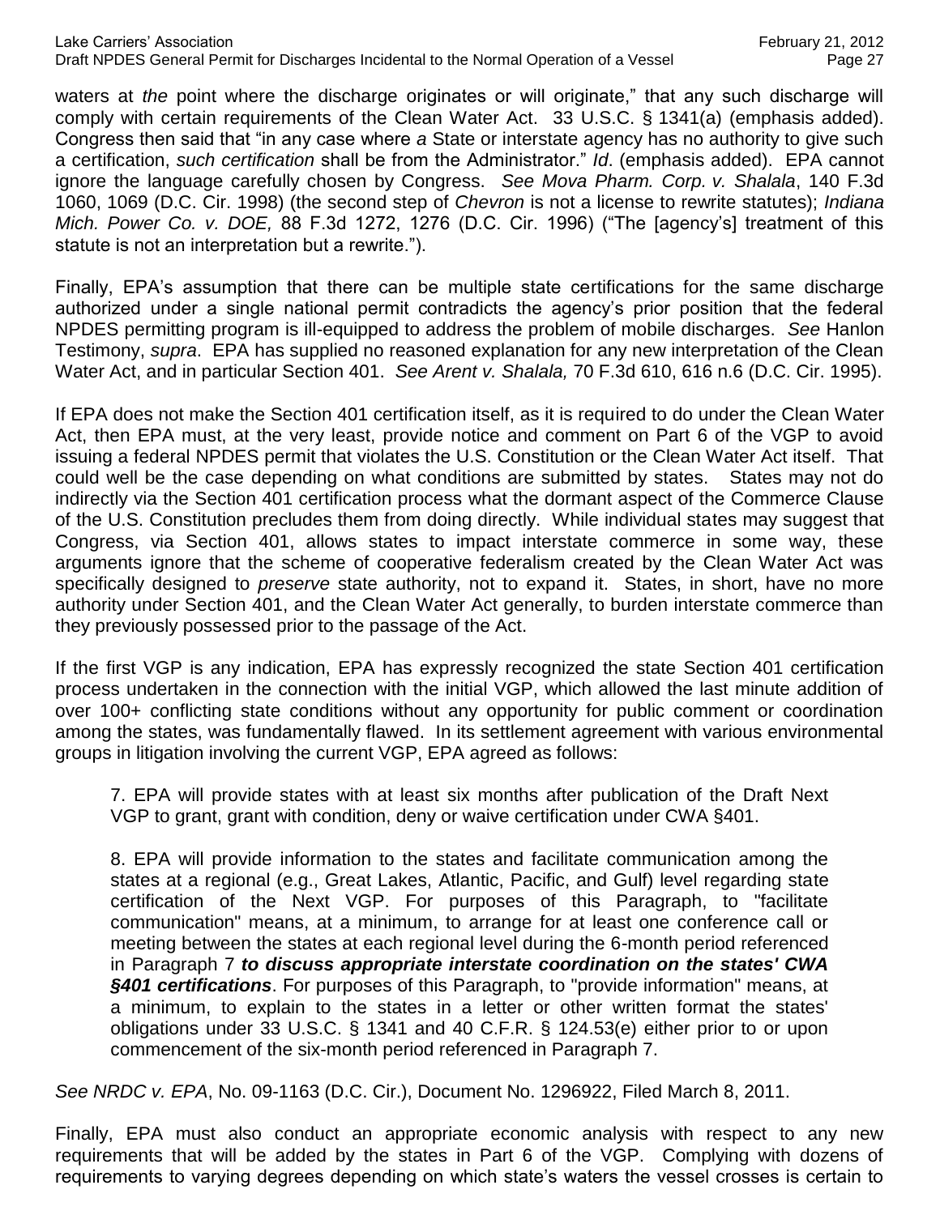waters at *the* point where the discharge originates or will originate," that any such discharge will comply with certain requirements of the Clean Water Act. 33 U.S.C. § 1341(a) (emphasis added). Congress then said that "in any case where *a* State or interstate agency has no authority to give such a certification, *such certification* shall be from the Administrator." *Id*. (emphasis added). EPA cannot ignore the language carefully chosen by Congress. *See Mova Pharm. Corp. v. Shalala*, 140 F.3d 1060, 1069 (D.C. Cir. 1998) (the second step of *Chevron* is not a license to rewrite statutes); *Indiana Mich. Power Co. v. DOE,* 88 F.3d 1272, 1276 (D.C. Cir. 1996) ("The [agency's] treatment of this statute is not an interpretation but a rewrite.").

Finally, EPA's assumption that there can be multiple state certifications for the same discharge authorized under a single national permit contradicts the agency's prior position that the federal NPDES permitting program is ill-equipped to address the problem of mobile discharges. *See* Hanlon Testimony, *supra*. EPA has supplied no reasoned explanation for any new interpretation of the Clean Water Act, and in particular Section 401. *See Arent v. Shalala,* 70 F.3d 610, 616 n.6 (D.C. Cir. 1995).

If EPA does not make the Section 401 certification itself, as it is required to do under the Clean Water Act, then EPA must, at the very least, provide notice and comment on Part 6 of the VGP to avoid issuing a federal NPDES permit that violates the U.S. Constitution or the Clean Water Act itself. That could well be the case depending on what conditions are submitted by states. States may not do indirectly via the Section 401 certification process what the dormant aspect of the Commerce Clause of the U.S. Constitution precludes them from doing directly. While individual states may suggest that Congress, via Section 401, allows states to impact interstate commerce in some way, these arguments ignore that the scheme of cooperative federalism created by the Clean Water Act was specifically designed to *preserve* state authority, not to expand it. States, in short, have no more authority under Section 401, and the Clean Water Act generally, to burden interstate commerce than they previously possessed prior to the passage of the Act.

If the first VGP is any indication, EPA has expressly recognized the state Section 401 certification process undertaken in the connection with the initial VGP, which allowed the last minute addition of over 100+ conflicting state conditions without any opportunity for public comment or coordination among the states, was fundamentally flawed. In its settlement agreement with various environmental groups in litigation involving the current VGP, EPA agreed as follows:

> 7. EPA will provide states with at least six months after publication of the Draft Next VGP to grant, grant with condition, deny or waive certification under CWA §401.
>
> 8. EPA will provide information to the states and facilitate communication among the states at a regional (e.g., Great Lakes, Atlantic, Pacific, and Gulf) level regarding state certification of the Next VGP. For purposes of this Paragraph, to "facilitate communication" means, at a minimum, to arrange for at least one conference call or meeting between the states at each regional level during the 6-month period referenced in Paragraph 7 ***to discuss appropriate interstate coordination on the states' CWA §401 certifications***. For purposes of this Paragraph, to "provide information" means, at a minimum, to explain to the states in a letter or other written format the states' obligations under 33 U.S.C. § 1341 and 40 C.F.R. § 124.53(e) either prior to or upon commencement of the six-month period referenced in Paragraph 7.

*See NRDC v. EPA*, No. 09-1163 (D.C. Cir.), Document No. 1296922, Filed March 8, 2011.

Finally, EPA must also conduct an appropriate economic analysis with respect to any new requirements that will be added by the states in Part 6 of the VGP. Complying with dozens of requirements to varying degrees depending on which state's waters the vessel crosses is certain to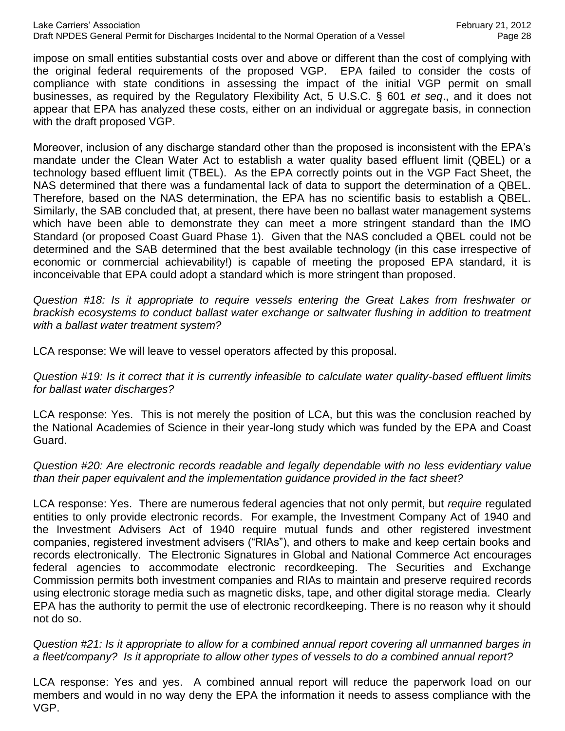impose on small entities substantial costs over and above or different than the cost of complying with the original federal requirements of the proposed VGP. EPA failed to consider the costs of compliance with state conditions in assessing the impact of the initial VGP permit on small businesses, as required by the Regulatory Flexibility Act, 5 U.S.C. § 601 *et seq*., and it does not appear that EPA has analyzed these costs, either on an individual or aggregate basis, in connection with the draft proposed VGP.

Moreover, inclusion of any discharge standard other than the proposed is inconsistent with the EPA's mandate under the Clean Water Act to establish a water quality based effluent limit (QBEL) or a technology based effluent limit (TBEL). As the EPA correctly points out in the VGP Fact Sheet, the NAS determined that there was a fundamental lack of data to support the determination of a QBEL. Therefore, based on the NAS determination, the EPA has no scientific basis to establish a QBEL. Similarly, the SAB concluded that, at present, there have been no ballast water management systems which have been able to demonstrate they can meet a more stringent standard than the IMO Standard (or proposed Coast Guard Phase 1). Given that the NAS concluded a QBEL could not be determined and the SAB determined that the best available technology (in this case irrespective of economic or commercial achievability!) is capable of meeting the proposed EPA standard, it is inconceivable that EPA could adopt a standard which is more stringent than proposed.

*Question #18: Is it appropriate to require vessels entering the Great Lakes from freshwater or brackish ecosystems to conduct ballast water exchange or saltwater flushing in addition to treatment with a ballast water treatment system?*

LCA response: We will leave to vessel operators affected by this proposal.

*Question #19: Is it correct that it is currently infeasible to calculate water quality-based effluent limits for ballast water discharges?*

LCA response: Yes. This is not merely the position of LCA, but this was the conclusion reached by the National Academies of Science in their year-long study which was funded by the EPA and Coast Guard.

*Question #20: Are electronic records readable and legally dependable with no less evidentiary value than their paper equivalent and the implementation guidance provided in the fact sheet?*

LCA response: Yes. There are numerous federal agencies that not only permit, but *require* regulated entities to only provide electronic records. For example, the Investment Company Act of 1940 and the Investment Advisers Act of 1940 require mutual funds and other registered investment companies, registered investment advisers ("RIAs"), and others to make and keep certain books and records electronically. The Electronic Signatures in Global and National Commerce Act encourages federal agencies to accommodate electronic recordkeeping. The Securities and Exchange Commission permits both investment companies and RIAs to maintain and preserve required records using electronic storage media such as magnetic disks, tape, and other digital storage media. Clearly EPA has the authority to permit the use of electronic recordkeeping. There is no reason why it should not do so.

*Question #21: Is it appropriate to allow for a combined annual report covering all unmanned barges in a fleet/company? Is it appropriate to allow other types of vessels to do a combined annual report?*

LCA response: Yes and yes. A combined annual report will reduce the paperwork load on our members and would in no way deny the EPA the information it needs to assess compliance with the VGP.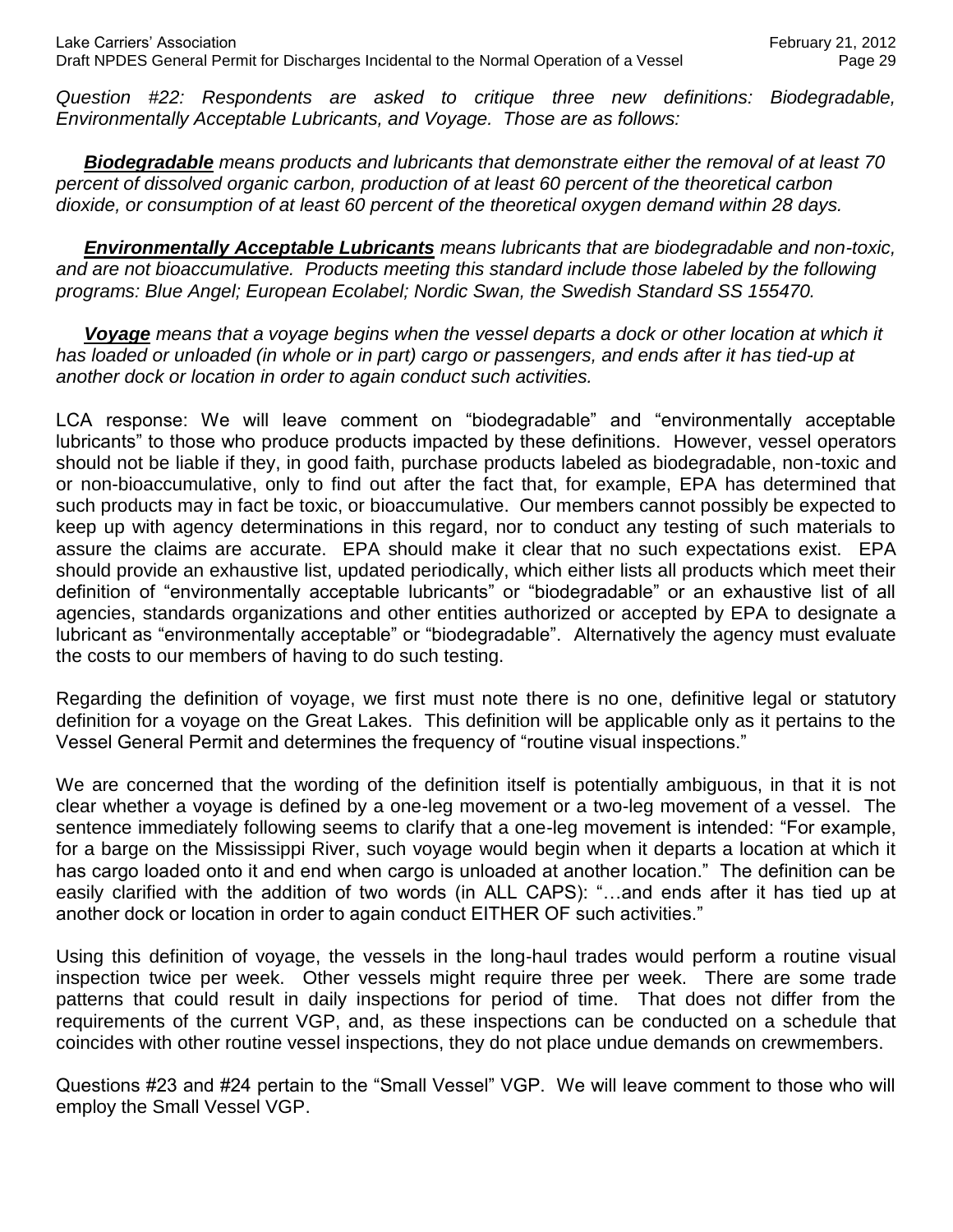*Question #22: Respondents are asked to critique three new definitions: Biodegradable, Environmentally Acceptable Lubricants, and Voyage. Those are as follows:*

***Biodegradable*** *means products and lubricants that demonstrate either the removal of at least 70 percent of dissolved organic carbon, production of at least 60 percent of the theoretical carbon dioxide, or consumption of at least 60 percent of the theoretical oxygen demand within 28 days.*

***Environmentally Acceptable Lubricants*** *means lubricants that are biodegradable and non-toxic, and are not bioaccumulative. Products meeting this standard include those labeled by the following programs: Blue Angel; European Ecolabel; Nordic Swan, the Swedish Standard SS 155470.*

***Voyage*** *means that a voyage begins when the vessel departs a dock or other location at which it has loaded or unloaded (in whole or in part) cargo or passengers, and ends after it has tied-up at another dock or location in order to again conduct such activities.*

LCA response: We will leave comment on "biodegradable" and "environmentally acceptable lubricants" to those who produce products impacted by these definitions. However, vessel operators should not be liable if they, in good faith, purchase products labeled as biodegradable, non-toxic and or non-bioaccumulative, only to find out after the fact that, for example, EPA has determined that such products may in fact be toxic, or bioaccumulative. Our members cannot possibly be expected to keep up with agency determinations in this regard, nor to conduct any testing of such materials to assure the claims are accurate. EPA should make it clear that no such expectations exist. EPA should provide an exhaustive list, updated periodically, which either lists all products which meet their definition of "environmentally acceptable lubricants" or "biodegradable" or an exhaustive list of all agencies, standards organizations and other entities authorized or accepted by EPA to designate a lubricant as "environmentally acceptable" or "biodegradable". Alternatively the agency must evaluate the costs to our members of having to do such testing.

Regarding the definition of voyage, we first must note there is no one, definitive legal or statutory definition for a voyage on the Great Lakes. This definition will be applicable only as it pertains to the Vessel General Permit and determines the frequency of "routine visual inspections."

We are concerned that the wording of the definition itself is potentially ambiguous, in that it is not clear whether a voyage is defined by a one-leg movement or a two-leg movement of a vessel. The sentence immediately following seems to clarify that a one-leg movement is intended: "For example, for a barge on the Mississippi River, such voyage would begin when it departs a location at which it has cargo loaded onto it and end when cargo is unloaded at another location." The definition can be easily clarified with the addition of two words (in ALL CAPS): "…and ends after it has tied up at another dock or location in order to again conduct EITHER OF such activities."

Using this definition of voyage, the vessels in the long-haul trades would perform a routine visual inspection twice per week. Other vessels might require three per week. There are some trade patterns that could result in daily inspections for period of time. That does not differ from the requirements of the current VGP, and, as these inspections can be conducted on a schedule that coincides with other routine vessel inspections, they do not place undue demands on crewmembers.

Questions #23 and #24 pertain to the "Small Vessel" VGP. We will leave comment to those who will employ the Small Vessel VGP.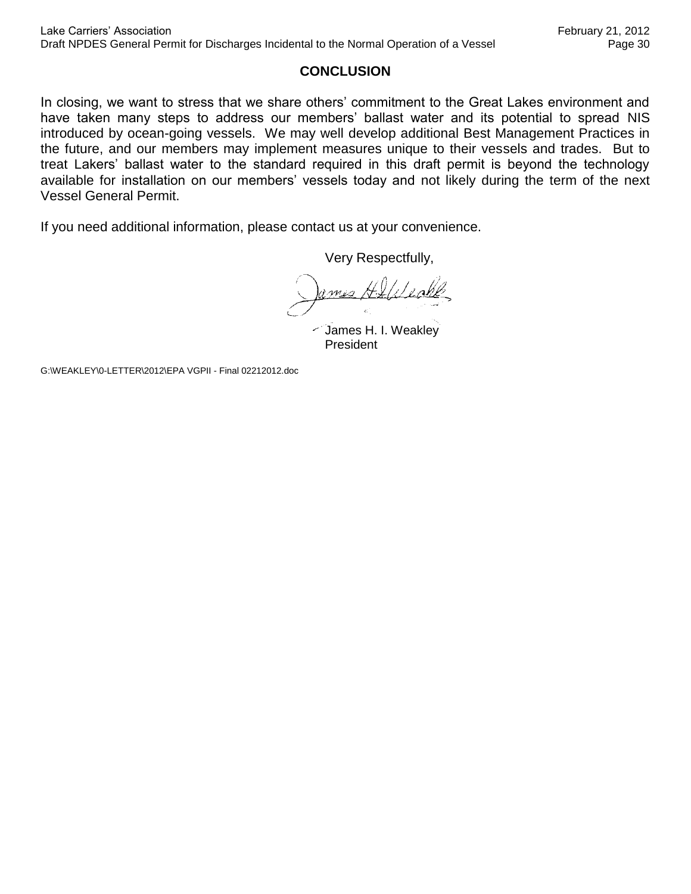## CONCLUSION

In closing, we want to stress that we share others' commitment to the Great Lakes environment and have taken many steps to address our members' ballast water and its potential to spread NIS introduced by ocean-going vessels. We may well develop additional Best Management Practices in the future, and our members may implement measures unique to their vessels and trades. But to treat Lakers' ballast water to the standard required in this draft permit is beyond the technology available for installation on our members' vessels today and not likely during the term of the next Vessel General Permit.

If you need additional information, please contact us at your convenience.

Very Respectfully,

James H. I. Weakley
President

G:\WEAKLEY\0-LETTER\2012\EPA VGPII - Final 02212012.doc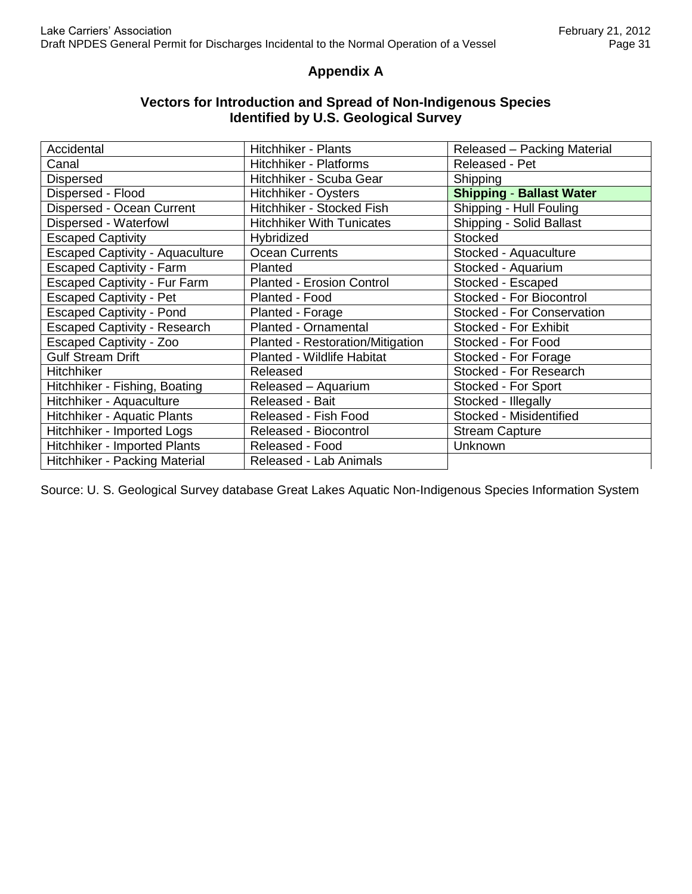## Appendix A

### Vectors for Introduction and Spread of Non-Indigenous Species Identified by U.S. Geological Survey

| | | |
|---|---|---|
| Accidental | Hitchhiker - Plants | Released – Packing Material |
| Canal | Hitchhiker - Platforms | Released - Pet |
| Dispersed | Hitchhiker - Scuba Gear | Shipping |
| Dispersed - Flood | Hitchhiker - Oysters | **Shipping - Ballast Water** |
| Dispersed - Ocean Current | Hitchhiker - Stocked Fish | Shipping - Hull Fouling |
| Dispersed - Waterfowl | Hitchhiker With Tunicates | Shipping - Solid Ballast |
| Escaped Captivity | Hybridized | Stocked |
| Escaped Captivity - Aquaculture | Ocean Currents | Stocked - Aquaculture |
| Escaped Captivity - Farm | Planted | Stocked - Aquarium |
| Escaped Captivity - Fur Farm | Planted - Erosion Control | Stocked - Escaped |
| Escaped Captivity - Pet | Planted - Food | Stocked - For Biocontrol |
| Escaped Captivity - Pond | Planted - Forage | Stocked - For Conservation |
| Escaped Captivity - Research | Planted - Ornamental | Stocked - For Exhibit |
| Escaped Captivity - Zoo | Planted - Restoration/Mitigation | Stocked - For Food |
| Gulf Stream Drift | Planted - Wildlife Habitat | Stocked - For Forage |
| Hitchhiker | Released | Stocked - For Research |
| Hitchhiker - Fishing, Boating | Released – Aquarium | Stocked - For Sport |
| Hitchhiker - Aquaculture | Released - Bait | Stocked - Illegally |
| Hitchhiker - Aquatic Plants | Released - Fish Food | Stocked - Misidentified |
| Hitchhiker - Imported Logs | Released - Biocontrol | Stream Capture |
| Hitchhiker - Imported Plants | Released - Food | Unknown |
| Hitchhiker - Packing Material | Released - Lab Animals | |

Source: U. S. Geological Survey database Great Lakes Aquatic Non-Indigenous Species Information System